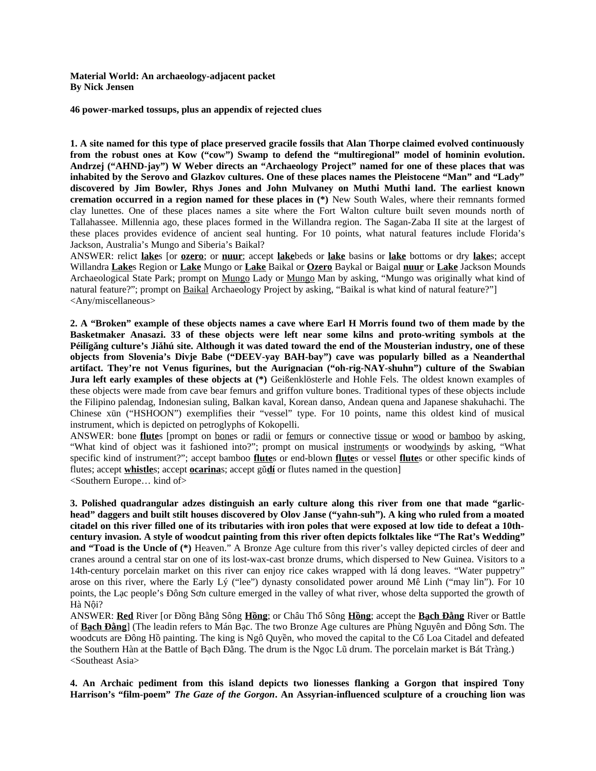**Material World: An archaeology-adjacent packet**
**By Nick Jensen**

**46 power-marked tossups, plus an appendix of rejected clues**

**1. A site named for this type of place preserved gracile fossils that Alan Thorpe claimed evolved continuously from the robust ones at Kow ("cow") Swamp to defend the "multiregional" model of hominin evolution. Andrzej ("AHND-jay") W Weber directs an "Archaeology Project" named for one of these places that was inhabited by the Serovo and Glazkov cultures. One of these places names the Pleistocene "Man" and "Lady" discovered by Jim Bowler, Rhys Jones and John Mulvaney on Muthi Muthi land. The earliest known cremation occurred in a region named for these places in (\*)** New South Wales, where their remnants formed clay lunettes. One of these places names a site where the Fort Walton culture built seven mounds north of Tallahassee. Millennia ago, these places formed in the Willandra region. The Sagan-Zaba II site at the largest of these places provides evidence of ancient seal hunting. For 10 points, what natural features include Florida's Jackson, Australia's Mungo and Siberia's Baikal?
ANSWER: relict **lake**s [or **ozero**; or **nuur**; accept **lake**beds or **lake** basins or **lake** bottoms or dry **lake**s; accept Willandra **Lake**s Region or **Lake** Mungo or **Lake** Baikal or **Ozero** Baykal or Baigal **nuur** or **Lake** Jackson Mounds Archaeological State Park; prompt on Mungo Lady or Mungo Man by asking, "Mungo was originally what kind of natural feature?"; prompt on Baikal Archaeology Project by asking, "Baikal is what kind of natural feature?"]
<Any/miscellaneous>

**2. A "Broken" example of these objects names a cave where Earl H Morris found two of them made by the Basketmaker Anasazi. 33 of these objects were left near some kilns and proto-writing symbols at the Péilǐgǎng culture's Jiǎhú site. Although it was dated toward the end of the Mousterian industry, one of these objects from Slovenia's Divje Babe ("DEEV-yay BAH-bay") cave was popularly billed as a Neanderthal artifact. They're not Venus figurines, but the Aurignacian ("oh-rig-NAY-shuhn") culture of the Swabian Jura left early examples of these objects at (\*)** Geißenklösterle and Hohle Fels. The oldest known examples of these objects were made from cave bear femurs and griffon vulture bones. Traditional types of these objects include the Filipino palendag, Indonesian suling, Balkan kaval, Korean danso, Andean quena and Japanese shakuhachi. The Chinese xūn ("HSHOON") exemplifies their "vessel" type. For 10 points, name this oldest kind of musical instrument, which is depicted on petroglyphs of Kokopelli.
ANSWER: bone **flute**s [prompt on bones or radii or femurs or connective tissue or wood or bamboo by asking, "What kind of object was it fashioned into?"; prompt on musical instruments or woodwinds by asking, "What specific kind of instrument?"; accept bamboo **flute**s or end-blown **flute**s or vessel **flute**s or other specific kinds of flutes; accept **whistle**s; accept **ocarina**s; accept gǔ**dí** or flutes named in the question]
<Southern Europe… kind of>

**3. Polished quadrangular adzes distinguish an early culture along this river from one that made "garlic-head" daggers and built stilt houses discovered by Olov Janse ("yahn-suh"). A king who ruled from a moated citadel on this river filled one of its tributaries with iron poles that were exposed at low tide to defeat a 10th-century invasion. A style of woodcut painting from this river often depicts folktales like "The Rat's Wedding" and "Toad is the Uncle of (\*)** Heaven." A Bronze Age culture from this river's valley depicted circles of deer and cranes around a central star on one of its lost-wax-cast bronze drums, which dispersed to New Guinea. Visitors to a 14th-century porcelain market on this river can enjoy rice cakes wrapped with lá dong leaves. "Water puppetry" arose on this river, where the Early Lý ("lee") dynasty consolidated power around Mê Linh ("may lin"). For 10 points, the Lạc people's Đông Sơn culture emerged in the valley of what river, whose delta supported the growth of Hà Nội?
ANSWER: **Red** River [or Đồng Bằng Sông **Hồng**; or Châu Thổ Sông **Hồng**; accept the **Bạch Đằng** River or Battle of **Bạch Đằng**] (The leadin refers to Mán Bạc. The two Bronze Age cultures are Phùng Nguyên and Đông Sơn. The woodcuts are Đông Hồ painting. The king is Ngô Quyền, who moved the capital to the Cổ Loa Citadel and defeated the Southern Hàn at the Battle of Bạch Đằng. The drum is the Ngọc Lũ drum. The porcelain market is Bát Tràng.)
<Southeast Asia>

**4. An Archaic pediment from this island depicts two lionesses flanking a Gorgon that inspired Tony Harrison's "film-poem" *The Gaze of the Gorgon*. An Assyrian-influenced sculpture of a crouching lion was**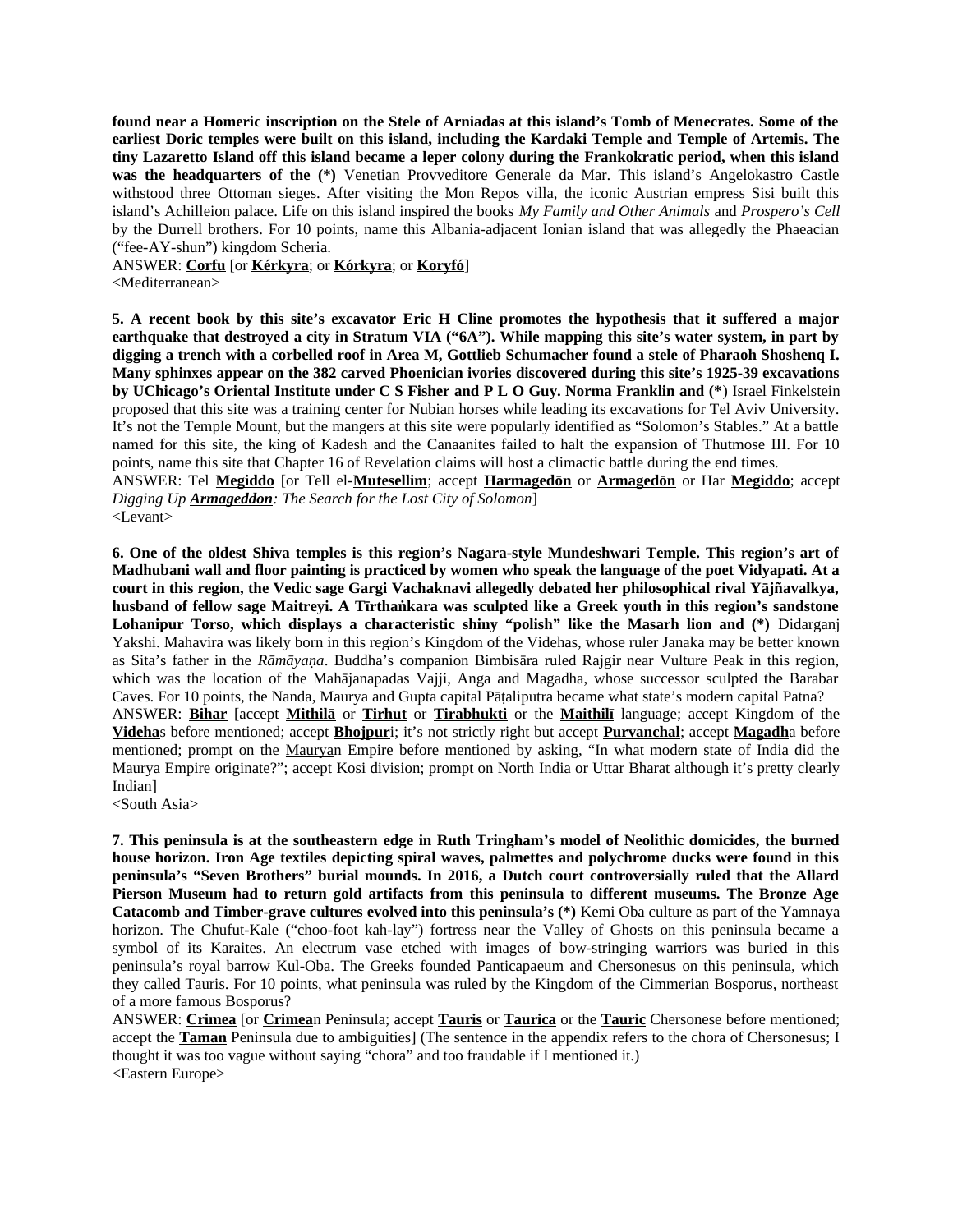**found near a Homeric inscription on the Stele of Arniadas at this island's Tomb of Menecrates. Some of the earliest Doric temples were built on this island, including the Kardaki Temple and Temple of Artemis. The tiny Lazaretto Island off this island became a leper colony during the Frankokratic period, when this island was the headquarters of the (*)** Venetian Provveditore Generale da Mar. This island's Angelokastro Castle withstood three Ottoman sieges. After visiting the Mon Repos villa, the iconic Austrian empress Sisi built this island's Achilleion palace. Life on this island inspired the books *My Family and Other Animals* and *Prospero's Cell* by the Durrell brothers. For 10 points, name this Albania-adjacent Ionian island that was allegedly the Phaeacian ("fee-AY-shun") kingdom Scheria.

ANSWER: **Corfu** [or **Kérkyra**; or **Kórkyra**; or **Koryfó**]

<Mediterranean>

**5. A recent book by this site's excavator Eric H Cline promotes the hypothesis that it suffered a major earthquake that destroyed a city in Stratum VIA ("6A"). While mapping this site's water system, in part by digging a trench with a corbelled roof in Area M, Gottlieb Schumacher found a stele of Pharaoh Shoshenq I. Many sphinxes appear on the 382 carved Phoenician ivories discovered during this site's 1925-39 excavations by UChicago's Oriental Institute under C S Fisher and P L O Guy. Norma Franklin and (*)** Israel Finkelstein proposed that this site was a training center for Nubian horses while leading its excavations for Tel Aviv University. It's not the Temple Mount, but the mangers at this site were popularly identified as "Solomon's Stables." At a battle named for this site, the king of Kadesh and the Canaanites failed to halt the expansion of Thutmose III. For 10 points, name this site that Chapter 16 of Revelation claims will host a climactic battle during the end times.

ANSWER: Tel **Megiddo** [or Tell el-**Mutesellim**; accept **Harmagedōn** or **Armagedōn** or Har **Megiddo**; accept *Digging Up **Armageddon**: The Search for the Lost City of Solomon*]

<Levant>

**6. One of the oldest Shiva temples is this region's Nagara-style Mundeshwari Temple. This region's art of Madhubani wall and floor painting is practiced by women who speak the language of the poet Vidyapati. At a court in this region, the Vedic sage Gargi Vachaknavi allegedly debated her philosophical rival Yājñavalkya, husband of fellow sage Maitreyi. A Tīrthaṅkara was sculpted like a Greek youth in this region's sandstone Lohanipur Torso, which displays a characteristic shiny "polish" like the Masarh lion and (*)** Didarganj Yakshi. Mahavira was likely born in this region's Kingdom of the Videhas, whose ruler Janaka may be better known as Sita's father in the *Rāmāyaṇa*. Buddha's companion Bimbisāra ruled Rajgir near Vulture Peak in this region, which was the location of the Mahājanapadas Vajji, Anga and Magadha, whose successor sculpted the Barabar Caves. For 10 points, the Nanda, Maurya and Gupta capital Pāṭaliputra became what state's modern capital Patna?

ANSWER: **Bihar** [accept **Mithilā** or **Tirhut** or **Tirabhukti** or the **Maithilī** language; accept Kingdom of the **Videha**s before mentioned; accept **Bhojpur**i; it's not strictly right but accept **Purvanchal**; accept **Magadh**a before mentioned; prompt on the Mauryan Empire before mentioned by asking, "In what modern state of India did the Maurya Empire originate?"; accept Kosi division; prompt on North India or Uttar Bharat although it's pretty clearly Indian]

<South Asia>

**7. This peninsula is at the southeastern edge in Ruth Tringham's model of Neolithic domicides, the burned house horizon. Iron Age textiles depicting spiral waves, palmettes and polychrome ducks were found in this peninsula's "Seven Brothers" burial mounds. In 2016, a Dutch court controversially ruled that the Allard Pierson Museum had to return gold artifacts from this peninsula to different museums. The Bronze Age Catacomb and Timber-grave cultures evolved into this peninsula's (*)** Kemi Oba culture as part of the Yamnaya horizon. The Chufut-Kale ("choo-foot kah-lay") fortress near the Valley of Ghosts on this peninsula became a symbol of its Karaites. An electrum vase etched with images of bow-stringing warriors was buried in this peninsula's royal barrow Kul-Oba. The Greeks founded Panticapaeum and Chersonesus on this peninsula, which they called Tauris. For 10 points, what peninsula was ruled by the Kingdom of the Cimmerian Bosporus, northeast of a more famous Bosporus?

ANSWER: **Crimea** [or **Crimea**n Peninsula; accept **Tauris** or **Taurica** or the **Tauric** Chersonese before mentioned; accept the **Taman** Peninsula due to ambiguities] (The sentence in the appendix refers to the chora of Chersonesus; I thought it was too vague without saying "chora" and too fraudable if I mentioned it.)

<Eastern Europe>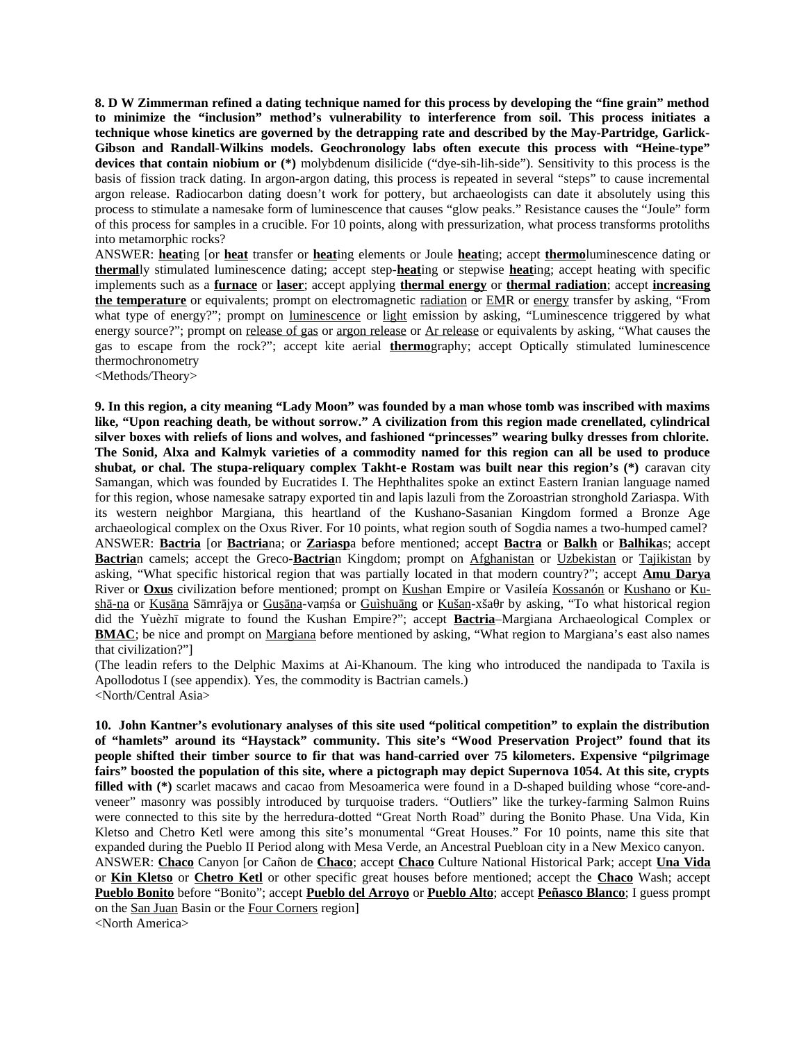**8. D W Zimmerman refined a dating technique named for this process by developing the "fine grain" method to minimize the "inclusion" method's vulnerability to interference from soil. This process initiates a technique whose kinetics are governed by the detrapping rate and described by the May-Partridge, Garlick-Gibson and Randall-Wilkins models. Geochronology labs often execute this process with "Heine-type" devices that contain niobium or (\*)** molybdenum disilicide ("dye-sih-lih-side"). Sensitivity to this process is the basis of fission track dating. In argon-argon dating, this process is repeated in several "steps" to cause incremental argon release. Radiocarbon dating doesn't work for pottery, but archaeologists can date it absolutely using this process to stimulate a namesake form of luminescence that causes "glow peaks." Resistance causes the "Joule" form of this process for samples in a crucible. For 10 points, along with pressurization, what process transforms protoliths into metamorphic rocks?

ANSWER: **heat**ing [or **heat** transfer or **heat**ing elements or Joule **heat**ing; accept **thermo**luminescence dating or **thermal**ly stimulated luminescence dating; accept step-**heat**ing or stepwise **heat**ing; accept heating with specific implements such as a **furnace** or **laser**; accept applying **thermal energy** or **thermal radiation**; accept **increasing the temperature** or equivalents; prompt on electromagnetic radiation or EMR or energy transfer by asking, "From what type of energy?"; prompt on luminescence or light emission by asking, "Luminescence triggered by what energy source?"; prompt on release of gas or argon release or Ar release or equivalents by asking, "What causes the gas to escape from the rock?"; accept kite aerial **thermo**graphy; accept Optically stimulated luminescence thermochronometry

<Methods/Theory>

**9. In this region, a city meaning "Lady Moon" was founded by a man whose tomb was inscribed with maxims like, "Upon reaching death, be without sorrow." A civilization from this region made crenellated, cylindrical silver boxes with reliefs of lions and wolves, and fashioned "princesses" wearing bulky dresses from chlorite. The Sonid, Alxa and Kalmyk varieties of a commodity named for this region can all be used to produce shubat, or chal. The stupa-reliquary complex Takht-e Rostam was built near this region's (\*)** caravan city Samangan, which was founded by Eucratides I. The Hephthalites spoke an extinct Eastern Iranian language named for this region, whose namesake satrapy exported tin and lapis lazuli from the Zoroastrian stronghold Zariaspa. With its western neighbor Margiana, this heartland of the Kushano-Sasanian Kingdom formed a Bronze Age archaeological complex on the Oxus River. For 10 points, what region south of Sogdia names a two-humped camel?

ANSWER: **Bactria** [or **Bactria**na; or **Zariasp**a before mentioned; accept **Bactra** or **Balkh** or **Balhika**s; accept **Bactria**n camels; accept the Greco-**Bactria**n Kingdom; prompt on Afghanistan or Uzbekistan or Tajikistan by asking, "What specific historical region that was partially located in that modern country?"; accept **Amu Darya** River or **Oxus** civilization before mentioned; prompt on Kushan Empire or Vasileía Kossanón or Kushano or Kushā-ṇa or Kuṣāṇa Sāmrājya or Guṣāṇa-vaṃśa or Guìshuāng or Kušan-xšaθr by asking, "To what historical region did the Yuèzhī migrate to found the Kushan Empire?"; accept **Bactria**–Margiana Archaeological Complex or **BMAC**; be nice and prompt on Margiana before mentioned by asking, "What region to Margiana's east also names that civilization?"]

(The leadin refers to the Delphic Maxims at Ai-Khanoum. The king who introduced the nandipada to Taxila is Apollodotus I (see appendix). Yes, the commodity is Bactrian camels.)

<North/Central Asia>

**10. John Kantner's evolutionary analyses of this site used "political competition" to explain the distribution of "hamlets" around its "Haystack" community. This site's "Wood Preservation Project" found that its people shifted their timber source to fir that was hand-carried over 75 kilometers. Expensive "pilgrimage fairs" boosted the population of this site, where a pictograph may depict Supernova 1054. At this site, crypts filled with (\*)** scarlet macaws and cacao from Mesoamerica were found in a D-shaped building whose "core-and-veneer" masonry was possibly introduced by turquoise traders. "Outliers" like the turkey-farming Salmon Ruins were connected to this site by the herredura-dotted "Great North Road" during the Bonito Phase. Una Vida, Kin Kletso and Chetro Ketl were among this site's monumental "Great Houses." For 10 points, name this site that expanded during the Pueblo II Period along with Mesa Verde, an Ancestral Puebloan city in a New Mexico canyon.

ANSWER: **Chaco** Canyon [or Cañon de **Chaco**; accept **Chaco** Culture National Historical Park; accept **Una Vida** or **Kin Kletso** or **Chetro Ketl** or other specific great houses before mentioned; accept the **Chaco** Wash; accept **Pueblo Bonito** before "Bonito"; accept **Pueblo del Arroyo** or **Pueblo Alto**; accept **Peñasco Blanco**; I guess prompt on the San Juan Basin or the Four Corners region]

<North America>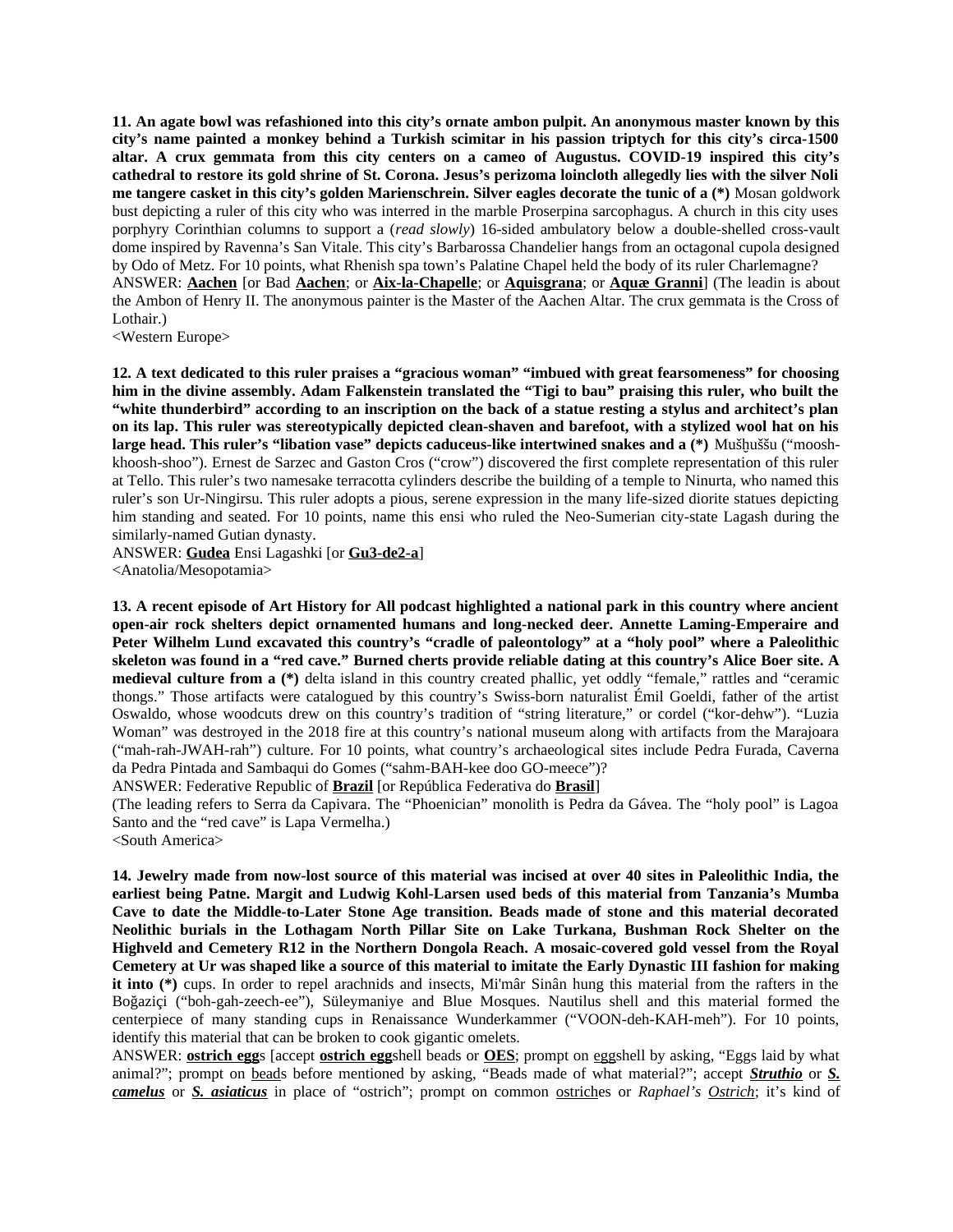**11. An agate bowl was refashioned into this city's ornate ambon pulpit. An anonymous master known by this city's name painted a monkey behind a Turkish scimitar in his passion triptych for this city's circa-1500 altar. A crux gemmata from this city centers on a cameo of Augustus. COVID-19 inspired this city's cathedral to restore its gold shrine of St. Corona. Jesus's perizoma loincloth allegedly lies with the silver Noli me tangere casket in this city's golden Marienschrein. Silver eagles decorate the tunic of a (*)** Mosan goldwork bust depicting a ruler of this city who was interred in the marble Proserpina sarcophagus. A church in this city uses porphyry Corinthian columns to support a (*read slowly*) 16-sided ambulatory below a double-shelled cross-vault dome inspired by Ravenna's San Vitale. This city's Barbarossa Chandelier hangs from an octagonal cupola designed by Odo of Metz. For 10 points, what Rhenish spa town's Palatine Chapel held the body of its ruler Charlemagne?

ANSWER: **Aachen** [or Bad **Aachen**; or **Aix-la-Chapelle**; or **Aquisgrana**; or **Aquæ Granni**] (The leadin is about the Ambon of Henry II. The anonymous painter is the Master of the Aachen Altar. The crux gemmata is the Cross of Lothair.)

<Western Europe>

**12. A text dedicated to this ruler praises a "gracious woman" "imbued with great fearsomeness" for choosing him in the divine assembly. Adam Falkenstein translated the "Tigi to bau" praising this ruler, who built the "white thunderbird" according to an inscription on the back of a statue resting a stylus and architect's plan on its lap. This ruler was stereotypically depicted clean-shaven and barefoot, with a stylized wool hat on his large head. This ruler's "libation vase" depicts caduceus-like intertwined snakes and a (*)** Mušḫuššu ("moosh-khoosh-shoo"). Ernest de Sarzec and Gaston Cros ("crow") discovered the first complete representation of this ruler at Tello. This ruler's two namesake terracotta cylinders describe the building of a temple to Ninurta, who named this ruler's son Ur-Ningirsu. This ruler adopts a pious, serene expression in the many life-sized diorite statues depicting him standing and seated. For 10 points, name this ensi who ruled the Neo-Sumerian city-state Lagash during the similarly-named Gutian dynasty.

ANSWER: **Gudea** Ensi Lagashki [or **Gu3-de2-a**]

<Anatolia/Mesopotamia>

**13. A recent episode of Art History for All podcast highlighted a national park in this country where ancient open-air rock shelters depict ornamented humans and long-necked deer. Annette Laming-Emperaire and Peter Wilhelm Lund excavated this country's "cradle of paleontology" at a "holy pool" where a Paleolithic skeleton was found in a "red cave." Burned cherts provide reliable dating at this country's Alice Boer site. A medieval culture from a (*)** delta island in this country created phallic, yet oddly "female," rattles and "ceramic thongs." Those artifacts were catalogued by this country's Swiss-born naturalist Émil Goeldi, father of the artist Oswaldo, whose woodcuts drew on this country's tradition of "string literature," or cordel ("kor-dehw"). "Luzia Woman" was destroyed in the 2018 fire at this country's national museum along with artifacts from the Marajoara ("mah-rah-JWAH-rah") culture. For 10 points, what country's archaeological sites include Pedra Furada, Caverna da Pedra Pintada and Sambaqui do Gomes ("sahm-BAH-kee doo GO-meece")?

ANSWER: Federative Republic of **Brazil** [or República Federativa do **Brasil**]

(The leading refers to Serra da Capivara. The "Phoenician" monolith is Pedra da Gávea. The "holy pool" is Lagoa Santo and the "red cave" is Lapa Vermelha.)

<South America>

**14. Jewelry made from now-lost source of this material was incised at over 40 sites in Paleolithic India, the earliest being Patne. Margit and Ludwig Kohl-Larsen used beds of this material from Tanzania's Mumba Cave to date the Middle-to-Later Stone Age transition. Beads made of stone and this material decorated Neolithic burials in the Lothagam North Pillar Site on Lake Turkana, Bushman Rock Shelter on the Highveld and Cemetery R12 in the Northern Dongola Reach. A mosaic-covered gold vessel from the Royal Cemetery at Ur was shaped like a source of this material to imitate the Early Dynastic III fashion for making it into (*)** cups. In order to repel arachnids and insects, Mi'mâr Sinân hung this material from the rafters in the Boğaziçi ("boh-gah-zeech-ee"), Süleymaniye and Blue Mosques. Nautilus shell and this material formed the centerpiece of many standing cups in Renaissance Wunderkammer ("VOON-deh-KAH-meh"). For 10 points, identify this material that can be broken to cook gigantic omelets.

ANSWER: **ostrich egg**s [accept **ostrich egg**shell beads or **OES**; prompt on eggshell by asking, "Eggs laid by what animal?"; prompt on beads before mentioned by asking, "Beads made of what material?"; accept ***Struthio*** or ***S. camelus*** or ***S. asiaticus*** in place of "ostrich"; prompt on common ostriches or *Raphael's Ostrich*; it's kind of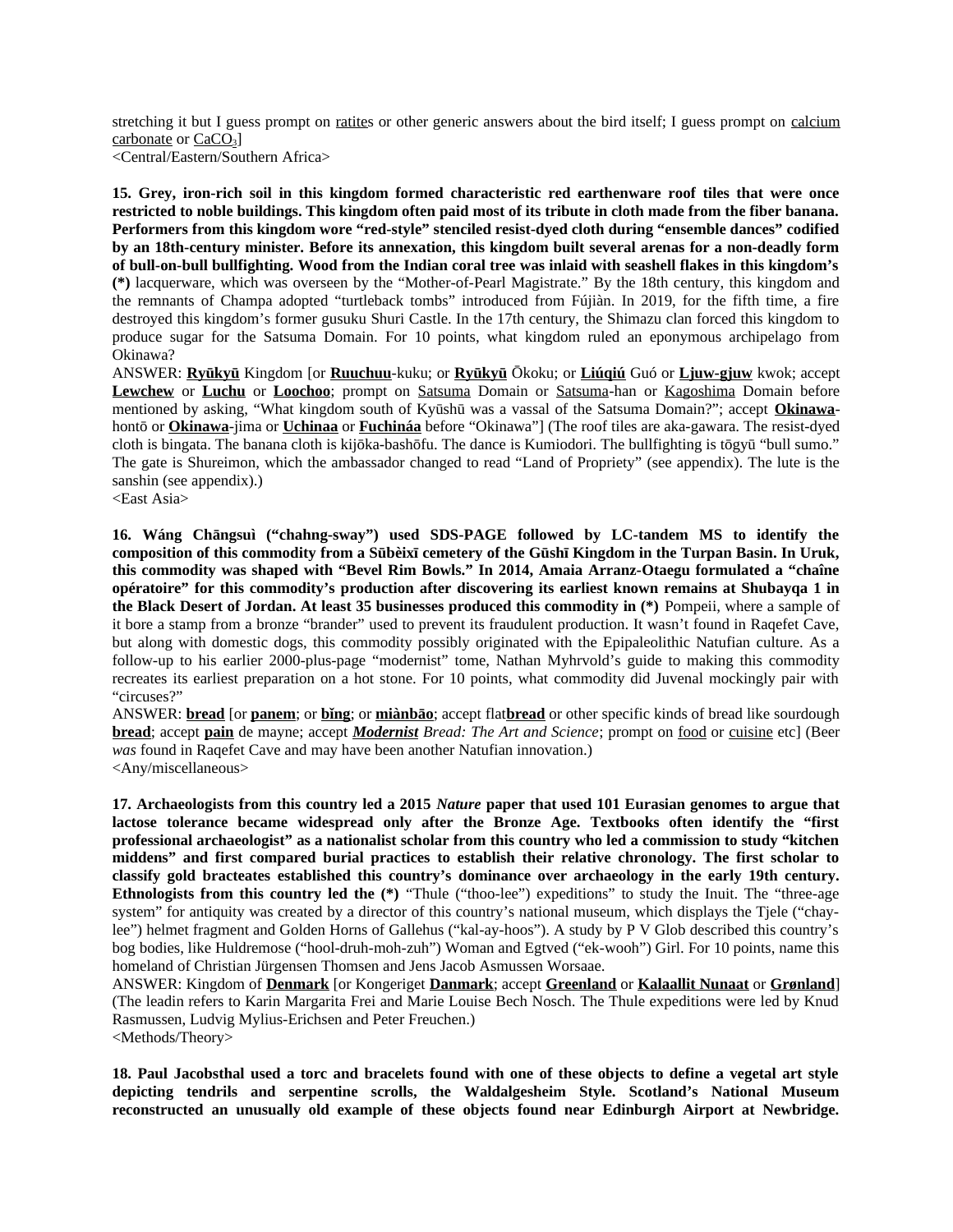stretching it but I guess prompt on <u>ratite</u>s or other generic answers about the bird itself; I guess prompt on <u>calcium carbonate</u> or <u>$CaCO_3$</u>]
<Central/Eastern/Southern Africa>

**15. Grey, iron-rich soil in this kingdom formed characteristic red earthenware roof tiles that were once restricted to noble buildings. This kingdom often paid most of its tribute in cloth made from the fiber banana. Performers from this kingdom wore "red-style" stenciled resist-dyed cloth during "ensemble dances" codified by an 18th-century minister. Before its annexation, this kingdom built several arenas for a non-deadly form of bull-on-bull bullfighting. Wood from the Indian coral tree was inlaid with seashell flakes in this kingdom's (*)** lacquerware, which was overseen by the "Mother-of-Pearl Magistrate." By the 18th century, this kingdom and the remnants of Champa adopted "turtleback tombs" introduced from Fújiàn. In 2019, for the fifth time, a fire destroyed this kingdom's former gusuku Shuri Castle. In the 17th century, the Shimazu clan forced this kingdom to produce sugar for the Satsuma Domain. For 10 points, what kingdom ruled an eponymous archipelago from Okinawa?

ANSWER: **<u>Ryūkyū</u>** Kingdom [or **<u>Ruuchuu</u>**-kuku; or **<u>Ryūkyū</u>** Ōkoku; or **<u>Liúqiú</u>** Guó or **<u>Ljuw-gjuw</u>** kwok; accept **<u>Lewchew</u>** or **<u>Luchu</u>** or **<u>Loochoo</u>**; prompt on <u>Satsuma</u> Domain or <u>Satsuma</u>-han or <u>Kagoshima</u> Domain before mentioned by asking, "What kingdom south of Kyūshū was a vassal of the Satsuma Domain?"; accept **<u>Okinawa</u>**-hontō or **<u>Okinawa</u>**-jima or **<u>Uchinaa</u>** or **<u>Fuchináa</u>** before "Okinawa"] (The roof tiles are aka-gawara. The resist-dyed cloth is bingata. The banana cloth is kijōka-bashōfu. The dance is Kumiodori. The bullfighting is tōgyū "bull sumo." The gate is Shureimon, which the ambassador changed to read "Land of Propriety" (see appendix). The lute is the sanshin (see appendix).)
<East Asia>

**16. Wáng Chāngsuì ("chahng-sway") used SDS-PAGE followed by LC-tandem MS to identify the composition of this commodity from a Sūbèixī cemetery of the Gūshī Kingdom in the Turpan Basin. In Uruk, this commodity was shaped with "Bevel Rim Bowls." In 2014, Amaia Arranz-Otaegu formulated a "chaîne opératoire" for this commodity's production after discovering its earliest known remains at Shubayqa 1 in the Black Desert of Jordan. At least 35 businesses produced this commodity in (*)** Pompeii, where a sample of it bore a stamp from a bronze "brander" used to prevent its fraudulent production. It wasn't found in Raqefet Cave, but along with domestic dogs, this commodity possibly originated with the Epipaleolithic Natufian culture. As a follow-up to his earlier 2000-plus-page "modernist" tome, Nathan Myhrvold's guide to making this commodity recreates its earliest preparation on a hot stone. For 10 points, what commodity did Juvenal mockingly pair with "circuses?"

ANSWER: **<u>bread</u>** [or **<u>panem</u>**; or **<u>bǐng</u>**; or **<u>miànbāo</u>**; accept flat**<u>bread</u>** or other specific kinds of bread like sourdough **<u>bread</u>**; accept **<u>pain</u>** de mayne; accept ***<u>Modernist</u>*** *Bread: The Art and Science*; prompt on <u>food</u> or <u>cuisine</u> etc] (Beer *was* found in Raqefet Cave and may have been another Natufian innovation.)
<Any/miscellaneous>

**17. Archaeologists from this country led a 2015 *Nature* paper that used 101 Eurasian genomes to argue that lactose tolerance became widespread only after the Bronze Age. Textbooks often identify the "first professional archaeologist" as a nationalist scholar from this country who led a commission to study "kitchen middens" and first compared burial practices to establish their relative chronology. The first scholar to classify gold bracteates established this country's dominance over archaeology in the early 19th century. Ethnologists from this country led the (*)** "Thule ("thoo-lee") expeditions" to study the Inuit. The "three-age system" for antiquity was created by a director of this country's national museum, which displays the Tjele ("chay-lee") helmet fragment and Golden Horns of Gallehus ("kal-ay-hoos"). A study by P V Glob described this country's bog bodies, like Huldremose ("hool-druh-moh-zuh") Woman and Egtved ("ek-wooh") Girl. For 10 points, name this homeland of Christian Jürgensen Thomsen and Jens Jacob Asmussen Worsaae.

ANSWER: Kingdom of **<u>Denmark</u>** [or Kongeriget **<u>Danmark</u>**; accept **<u>Greenland</u>** or **<u>Kalaallit Nunaat</u>** or **<u>Grønland</u>**] (The leadin refers to Karin Margarita Frei and Marie Louise Bech Nosch. The Thule expeditions were led by Knud Rasmussen, Ludvig Mylius-Erichsen and Peter Freuchen.)
<Methods/Theory>

**18. Paul Jacobsthal used a torc and bracelets found with one of these objects to define a vegetal art style depicting tendrils and serpentine scrolls, the Waldalgesheim Style. Scotland's National Museum reconstructed an unusually old example of these objects found near Edinburgh Airport at Newbridge.**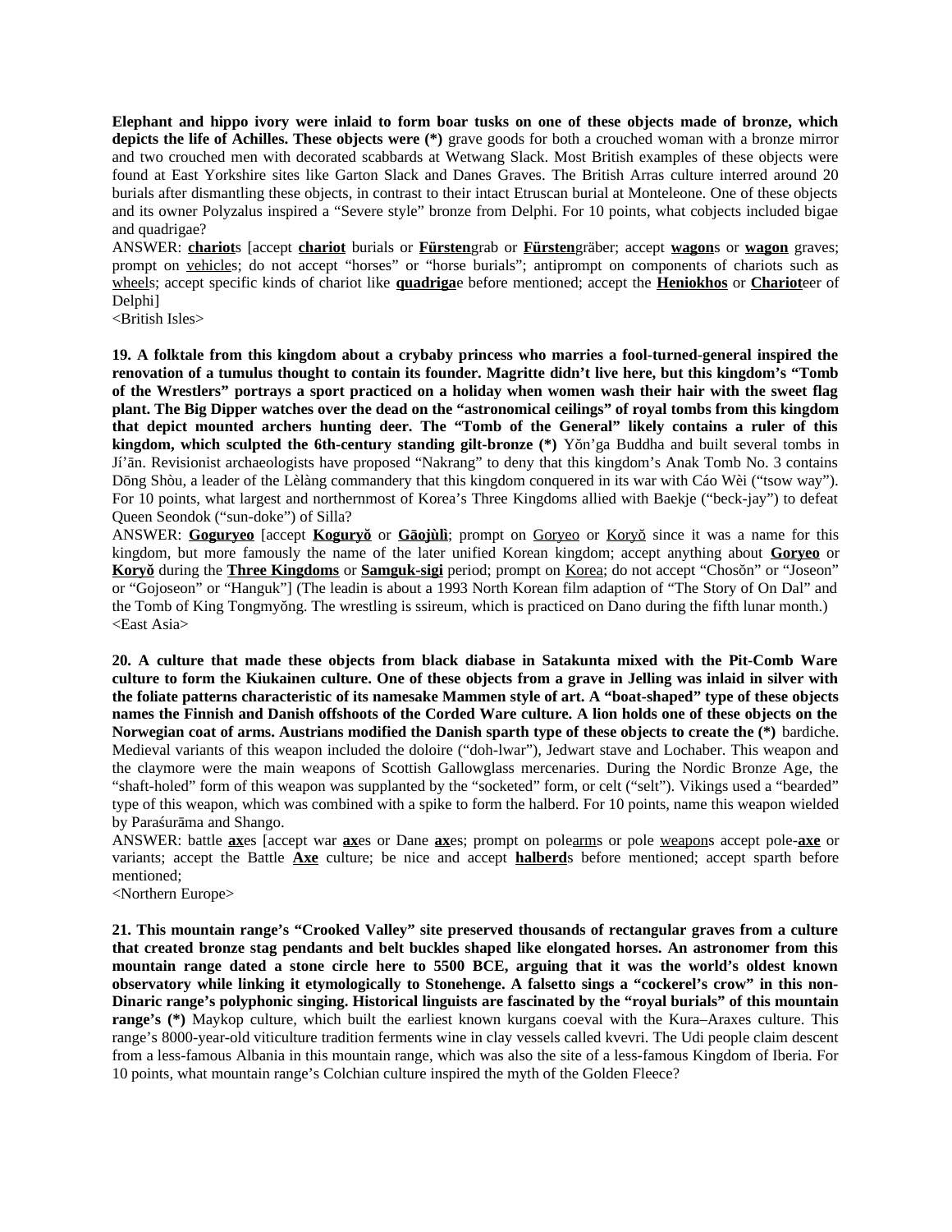**Elephant and hippo ivory were inlaid to form boar tusks on one of these objects made of bronze, which depicts the life of Achilles. These objects were (*)** grave goods for both a crouched woman with a bronze mirror and two crouched men with decorated scabbards at Wetwang Slack. Most British examples of these objects were found at East Yorkshire sites like Garton Slack and Danes Graves. The British Arras culture interred around 20 burials after dismantling these objects, in contrast to their intact Etruscan burial at Monteleone. One of these objects and its owner Polyzalus inspired a "Severe style" bronze from Delphi. For 10 points, what cobjects included bigae and quadrigae?

ANSWER: **chariot**s [accept **chariot** burials or **Fürsten**grab or **Fürsten**gräber; accept **wagon**s or **wagon** graves; prompt on vehicles; do not accept "horses" or "horse burials"; antiprompt on components of chariots such as wheels; accept specific kinds of chariot like **quadriga**e before mentioned; accept the **Heniokhos** or **Chariot**eer of Delphi]

<British Isles>

**19. A folktale from this kingdom about a crybaby princess who marries a fool-turned-general inspired the renovation of a tumulus thought to contain its founder. Magritte didn't live here, but this kingdom's "Tomb of the Wrestlers" portrays a sport practiced on a holiday when women wash their hair with the sweet flag plant. The Big Dipper watches over the dead on the "astronomical ceilings" of royal tombs from this kingdom that depict mounted archers hunting deer. The "Tomb of the General" likely contains a ruler of this kingdom, which sculpted the 6th-century standing gilt-bronze (*)** Yŏn'ga Buddha and built several tombs in Jí'ān. Revisionist archaeologists have proposed "Nakrang" to deny that this kingdom's Anak Tomb No. 3 contains Dōng Shòu, a leader of the Lèlàng commandery that this kingdom conquered in its war with Cáo Wèi ("tsow way"). For 10 points, what largest and northernmost of Korea's Three Kingdoms allied with Baekje ("beck-jay") to defeat Queen Seondok ("sun-doke") of Silla?

ANSWER: **Goguryeo** [accept **Koguryŏ** or **Gāojùlì**; prompt on Goryeo or Koryŏ since it was a name for this kingdom, but more famously the name of the later unified Korean kingdom; accept anything about **Goryeo** or **Koryŏ** during the **Three Kingdoms** or **Samguk-sigi** period; prompt on Korea; do not accept "Chosŏn" or "Joseon" or "Gojoseon" or "Hanguk"] (The leadin is about a 1993 North Korean film adaption of "The Story of On Dal" and the Tomb of King Tongmyŏng. The wrestling is ssireum, which is practiced on Dano during the fifth lunar month.)

<East Asia>

**20. A culture that made these objects from black diabase in Satakunta mixed with the Pit-Comb Ware culture to form the Kiukainen culture. One of these objects from a grave in Jelling was inlaid in silver with the foliate patterns characteristic of its namesake Mammen style of art. A "boat-shaped" type of these objects names the Finnish and Danish offshoots of the Corded Ware culture. A lion holds one of these objects on the Norwegian coat of arms. Austrians modified the Danish sparth type of these objects to create the (*)** bardiche. Medieval variants of this weapon included the doloire ("doh-lwar"), Jedwart stave and Lochaber. This weapon and the claymore were the main weapons of Scottish Gallowglass mercenaries. During the Nordic Bronze Age, the "shaft-holed" form of this weapon was supplanted by the "socketed" form, or celt ("selt"). Vikings used a "bearded" type of this weapon, which was combined with a spike to form the halberd. For 10 points, name this weapon wielded by Paraśurāma and Shango.

ANSWER: battle **ax**es [accept war **ax**es or Dane **ax**es; prompt on polearms or pole weapons accept pole-**axe** or variants; accept the Battle **Axe** culture; be nice and accept **halberd**s before mentioned; accept sparth before mentioned;

<Northern Europe>

**21. This mountain range's "Crooked Valley" site preserved thousands of rectangular graves from a culture that created bronze stag pendants and belt buckles shaped like elongated horses. An astronomer from this mountain range dated a stone circle here to 5500 BCE, arguing that it was the world's oldest known observatory while linking it etymologically to Stonehenge. A falsetto sings a "cockerel's crow" in this non-Dinaric range's polyphonic singing. Historical linguists are fascinated by the "royal burials" of this mountain range's (*)** Maykop culture, which built the earliest known kurgans coeval with the Kura–Araxes culture. This range's 8000-year-old viticulture tradition ferments wine in clay vessels called kvevri. The Udi people claim descent from a less-famous Albania in this mountain range, which was also the site of a less-famous Kingdom of Iberia. For 10 points, what mountain range's Colchian culture inspired the myth of the Golden Fleece?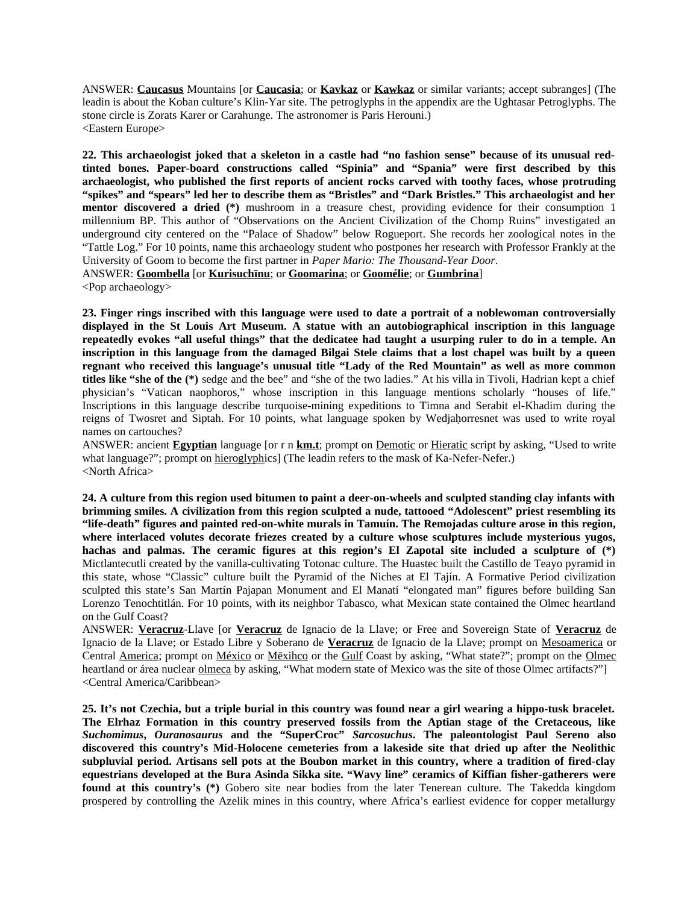ANSWER: **Caucasus** Mountains [or **Caucasia**; or **Kavkaz** or **Kawkaz** or similar variants; accept subranges] (The leadin is about the Koban culture's Klin-Yar site. The petroglyphs in the appendix are the Ughtasar Petroglyphs. The stone circle is Zorats Karer or Carahunge. The astronomer is Paris Herouni.)
<Eastern Europe>

**22. This archaeologist joked that a skeleton in a castle had "no fashion sense" because of its unusual red-tinted bones. Paper-board constructions called "Spinia" and "Spania" were first described by this archaeologist, who published the first reports of ancient rocks carved with toothy faces, whose protruding "spikes" and "spears" led her to describe them as "Bristles" and "Dark Bristles." This archaeologist and her mentor discovered a dried (*)** mushroom in a treasure chest, providing evidence for their consumption 1 millennium BP. This author of "Observations on the Ancient Civilization of the Chomp Ruins" investigated an underground city centered on the "Palace of Shadow" below Rogueport. She records her zoological notes in the "Tattle Log." For 10 points, name this archaeology student who postpones her research with Professor Frankly at the University of Goom to become the first partner in *Paper Mario: The Thousand-Year Door*.
ANSWER: **Goombella** [or **Kurisuchīnu**; or **Goomarina**; or **Goomélie**; or **Gumbrina**]
<Pop archaeology>

**23. Finger rings inscribed with this language were used to date a portrait of a noblewoman controversially displayed in the St Louis Art Museum. A statue with an autobiographical inscription in this language repeatedly evokes "all useful things" that the dedicatee had taught a usurping ruler to do in a temple. An inscription in this language from the damaged Bilgai Stele claims that a lost chapel was built by a queen regnant who received this language's unusual title "Lady of the Red Mountain" as well as more common titles like "she of the (*)** sedge and the bee" and "she of the two ladies." At his villa in Tivoli, Hadrian kept a chief physician's "Vatican naophoros," whose inscription in this language mentions scholarly "houses of life." Inscriptions in this language describe turquoise-mining expeditions to Timna and Serabit el-Khadim during the reigns of Twosret and Siptah. For 10 points, what language spoken by Wedjaḥorresnet was used to write royal names on cartouches?
ANSWER: ancient **Egyptian** language [or r n **km.t**; prompt on Demotic or Hieratic script by asking, "Used to write what language?"; prompt on hieroglyphics] (The leadin refers to the mask of Ka-Nefer-Nefer.)
<North Africa>

**24. A culture from this region used bitumen to paint a deer-on-wheels and sculpted standing clay infants with brimming smiles. A civilization from this region sculpted a nude, tattooed "Adolescent" priest resembling its "life-death" figures and painted red-on-white murals in Tamuín. The Remojadas culture arose in this region, where interlaced volutes decorate friezes created by a culture whose sculptures include mysterious yugos, hachas and palmas. The ceramic figures at this region's El Zapotal site included a sculpture of (*)** Mictlantecutli created by the vanilla-cultivating Totonac culture. The Huastec built the Castillo de Teayo pyramid in this state, whose "Classic" culture built the Pyramid of the Niches at El Tajín. A Formative Period civilization sculpted this state's San Martín Pajapan Monument and El Manatí "elongated man" figures before building San Lorenzo Tenochtitlán. For 10 points, with its neighbor Tabasco, what Mexican state contained the Olmec heartland on the Gulf Coast?
ANSWER: **Veracruz**-Llave [or **Veracruz** de Ignacio de la Llave; or Free and Sovereign State of **Veracruz** de Ignacio de la Llave; or Estado Libre y Soberano de **Veracruz** de Ignacio de la Llave; prompt on Mesoamerica or Central America; prompt on México or Mēxihco or the Gulf Coast by asking, "What state?"; prompt on the Olmec heartland or área nuclear olmeca by asking, "What modern state of Mexico was the site of those Olmec artifacts?"]
<Central America/Caribbean>

**25. It's not Czechia, but a triple burial in this country was found near a girl wearing a hippo-tusk bracelet. The Elrhaz Formation in this country preserved fossils from the Aptian stage of the Cretaceous, like *Suchomimus*, *Ouranosaurus* and the "SuperCroc" *Sarcosuchus*. The paleontologist Paul Sereno also discovered this country's Mid-Holocene cemeteries from a lakeside site that dried up after the Neolithic subpluvial period. Artisans sell pots at the Boubon market in this country, where a tradition of fired-clay equestrians developed at the Bura Asinda Sikka site. "Wavy line" ceramics of Kiffian fisher-gatherers were found at this country's (*)** Gobero site near bodies from the later Tenerean culture. The Takedda kingdom prospered by controlling the Azelik mines in this country, where Africa's earliest evidence for copper metallurgy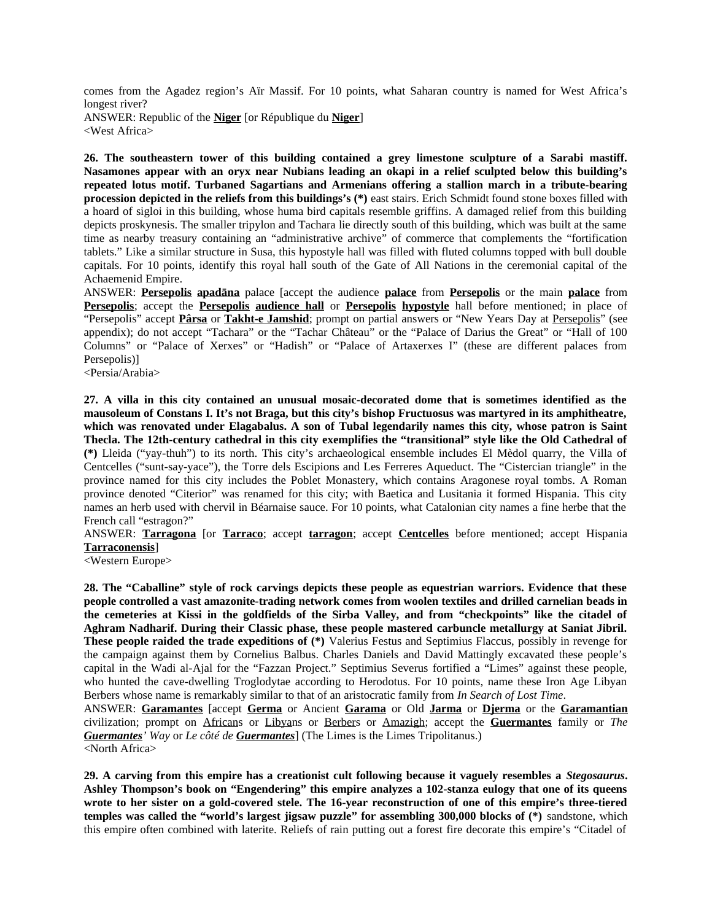comes from the Agadez region's Aïr Massif. For 10 points, what Saharan country is named for West Africa's longest river?
ANSWER: Republic of the **Niger** [or République du **Niger**]
<West Africa>

**26. The southeastern tower of this building contained a grey limestone sculpture of a Sarabi mastiff. Nasamones appear with an oryx near Nubians leading an okapi in a relief sculpted below this building's repeated lotus motif. Turbaned Sagartians and Armenians offering a stallion march in a tribute-bearing procession depicted in the reliefs from this buildings's (*)** east stairs. Erich Schmidt found stone boxes filled with a hoard of sigloi in this building, whose huma bird capitals resemble griffins. A damaged relief from this building depicts proskynesis. The smaller tripylon and Tachara lie directly south of this building, which was built at the same time as nearby treasury containing an "administrative archive" of commerce that complements the "fortification tablets." Like a similar structure in Susa, this hypostyle hall was filled with fluted columns topped with bull double capitals. For 10 points, identify this royal hall south of the Gate of All Nations in the ceremonial capital of the Achaemenid Empire.
ANSWER: **Persepolis apadāna** palace [accept the audience **palace** from **Persepolis** or the main **palace** from **Persepolis**; accept the **Persepolis audience hall** or **Persepolis hypostyle** hall before mentioned; in place of "Persepolis" accept **Pârsa** or **Takht-e Jamshid**; prompt on partial answers or "New Years Day at Persepolis" (see appendix); do not accept "Tachara" or the "Tachar Château" or the "Palace of Darius the Great" or "Hall of 100 Columns" or "Palace of Xerxes" or "Hadish" or "Palace of Artaxerxes I" (these are different palaces from Persepolis)]
<Persia/Arabia>

**27. A villa in this city contained an unusual mosaic-decorated dome that is sometimes identified as the mausoleum of Constans I. It's not Braga, but this city's bishop Fructuosus was martyred in its amphitheatre, which was renovated under Elagabalus. A son of Tubal legendarily names this city, whose patron is Saint Thecla. The 12th-century cathedral in this city exemplifies the "transitional" style like the Old Cathedral of (*)** Lleida ("yay-thuh") to its north. This city's archaeological ensemble includes El Mèdol quarry, the Villa of Centcelles ("sunt-say-yace"), the Torre dels Escipions and Les Ferreres Aqueduct. The "Cistercian triangle" in the province named for this city includes the Poblet Monastery, which contains Aragonese royal tombs. A Roman province denoted "Citerior" was renamed for this city; with Baetica and Lusitania it formed Hispania. This city names an herb used with chervil in Béarnaise sauce. For 10 points, what Catalonian city names a fine herbe that the French call "estragon?"
ANSWER: **Tarragona** [or **Tarraco**; accept **tarragon**; accept **Centcelles** before mentioned; accept Hispania **Tarraconensis**]
<Western Europe>

**28. The "Caballine" style of rock carvings depicts these people as equestrian warriors. Evidence that these people controlled a vast amazonite-trading network comes from woolen textiles and drilled carnelian beads in the cemeteries at Kissi in the goldfields of the Sirba Valley, and from "checkpoints" like the citadel of Aghram Nadharif. During their Classic phase, these people mastered carbuncle metallurgy at Saniat Jibril. These people raided the trade expeditions of (*)** Valerius Festus and Septimius Flaccus, possibly in revenge for the campaign against them by Cornelius Balbus. Charles Daniels and David Mattingly excavated these people's capital in the Wadi al-Ajal for the "Fazzan Project." Septimius Severus fortified a "Limes" against these people, who hunted the cave-dwelling Troglodytae according to Herodotus. For 10 points, name these Iron Age Libyan Berbers whose name is remarkably similar to that of an aristocratic family from *In Search of Lost Time*.
ANSWER: **Garamantes** [accept **Germa** or Ancient **Garama** or Old **Jarma** or **Djerma** or the **Garamantian** civilization; prompt on Africans or Libyans or Berbers or Amazigh; accept the **Guermantes** family or *The **Guermantes**' Way* or *Le côté de **Guermantes***] (The Limes is the Limes Tripolitanus.)
<North Africa>

**29. A carving from this empire has a creationist cult following because it vaguely resembles a *Stegosaurus*. Ashley Thompson's book on "Engendering" this empire analyzes a 102-stanza eulogy that one of its queens wrote to her sister on a gold-covered stele. The 16-year reconstruction of one of this empire's three-tiered temples was called the "world's largest jigsaw puzzle" for assembling 300,000 blocks of (*)** sandstone, which this empire often combined with laterite. Reliefs of rain putting out a forest fire decorate this empire's "Citadel of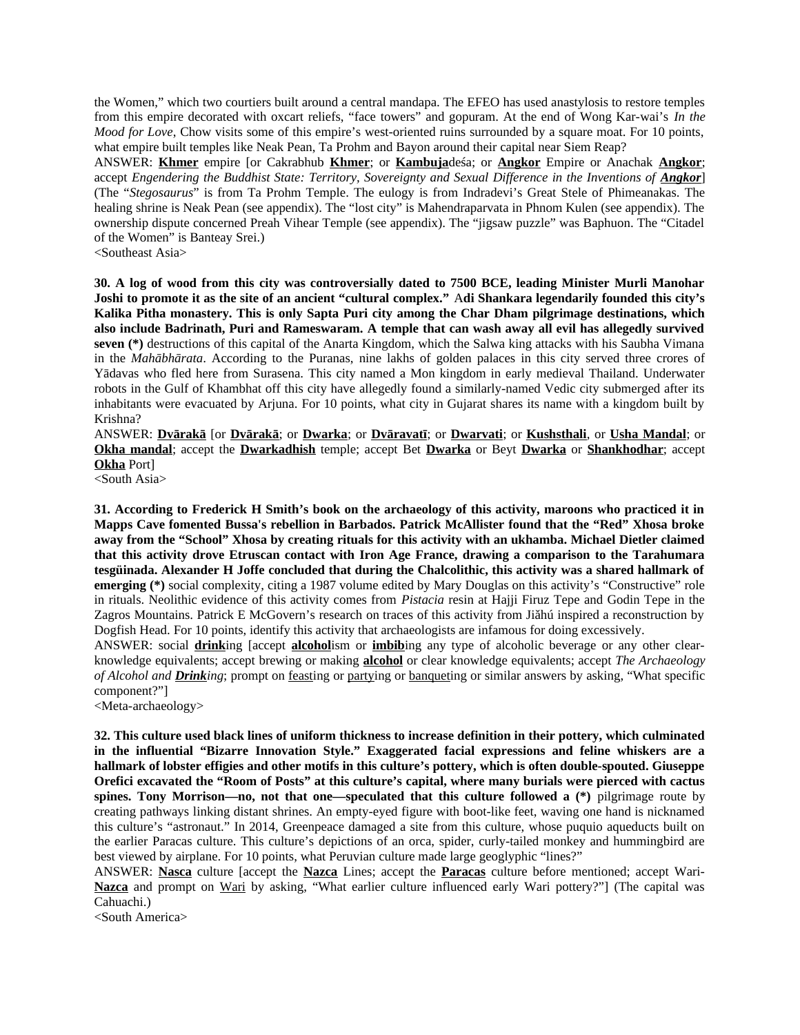the Women," which two courtiers built around a central mandapa. The EFEO has used anastylosis to restore temples from this empire decorated with oxcart reliefs, "face towers" and gopuram. At the end of Wong Kar-wai's *In the Mood for Love*, Chow visits some of this empire's west-oriented ruins surrounded by a square moat. For 10 points, what empire built temples like Neak Pean, Ta Prohm and Bayon around their capital near Siem Reap?

ANSWER: **Khmer** empire [or Cakrabhub **Khmer**; or **Kambuja**deśa; or **Angkor** Empire or Anachak **Angkor**; accept *Engendering the Buddhist State: Territory, Sovereignty and Sexual Difference in the Inventions of **Angkor***] (The "*Stegosaurus*" is from Ta Prohm Temple. The eulogy is from Indradevi's Great Stele of Phimeanakas. The healing shrine is Neak Pean (see appendix). The "lost city" is Mahendraparvata in Phnom Kulen (see appendix). The ownership dispute concerned Preah Vihear Temple (see appendix). The "jigsaw puzzle" was Baphuon. The "Citadel of the Women" is Banteay Srei.)

<Southeast Asia>

**30. A log of wood from this city was controversially dated to 7500 BCE, leading Minister Murli Manohar Joshi to promote it as the site of an ancient "cultural complex." Adi Shankara legendarily founded this city's Kalika Pitha monastery. This is only Sapta Puri city among the Char Dham pilgrimage destinations, which also include Badrinath, Puri and Rameswaram. A temple that can wash away all evil has allegedly survived seven (\*)** destructions of this capital of the Anarta Kingdom, which the Salwa king attacks with his Saubha Vimana in the *Mahābhārata*. According to the Puranas, nine lakhs of golden palaces in this city served three crores of Yādavas who fled here from Surasena. This city named a Mon kingdom in early medieval Thailand. Underwater robots in the Gulf of Khambhat off this city have allegedly found a similarly-named Vedic city submerged after its inhabitants were evacuated by Arjuna. For 10 points, what city in Gujarat shares its name with a kingdom built by Krishna?

ANSWER: **Dvārakā** [or **Dvārakā**; or **Dwarka**; or **Dvāravatī**; or **Dwarvati**; or **Kushsthali**, or **Usha Mandal**; or **Okha mandal**; accept the **Dwarkadhish** temple; accept Bet **Dwarka** or Beyt **Dwarka** or **Shankhodhar**; accept **Okha** Port]

<South Asia>

**31. According to Frederick H Smith's book on the archaeology of this activity, maroons who practiced it in Mapps Cave fomented Bussa's rebellion in Barbados. Patrick McAllister found that the "Red" Xhosa broke away from the "School" Xhosa by creating rituals for this activity with an ukhamba. Michael Dietler claimed that this activity drove Etruscan contact with Iron Age France, drawing a comparison to the Tarahumara tesgüinada. Alexander H Joffe concluded that during the Chalcolithic, this activity was a shared hallmark of emerging (\*)** social complexity, citing a 1987 volume edited by Mary Douglas on this activity's "Constructive" role in rituals. Neolithic evidence of this activity comes from *Pistacia* resin at Hajji Firuz Tepe and Godin Tepe in the Zagros Mountains. Patrick E McGovern's research on traces of this activity from Jiǎhú inspired a reconstruction by Dogfish Head. For 10 points, identify this activity that archaeologists are infamous for doing excessively.

ANSWER: social **drink**ing [accept **alcohol**ism or **imbib**ing any type of alcoholic beverage or any other clear-knowledge equivalents; accept brewing or making **alcohol** or clear knowledge equivalents; accept *The Archaeology of Alcohol and **Drink**ing*; prompt on feasting or partying or banqueting or similar answers by asking, "What specific component?"]

<Meta-archaeology>

**32. This culture used black lines of uniform thickness to increase definition in their pottery, which culminated in the influential "Bizarre Innovation Style." Exaggerated facial expressions and feline whiskers are a hallmark of lobster effigies and other motifs in this culture's pottery, which is often double-spouted. Giuseppe Orefici excavated the "Room of Posts" at this culture's capital, where many burials were pierced with cactus spines. Tony Morrison—no, not that one—speculated that this culture followed a (\*)** pilgrimage route by creating pathways linking distant shrines. An empty-eyed figure with boot-like feet, waving one hand is nicknamed this culture's "astronaut." In 2014, Greenpeace damaged a site from this culture, whose puquio aqueducts built on the earlier Paracas culture. This culture's depictions of an orca, spider, curly-tailed monkey and hummingbird are best viewed by airplane. For 10 points, what Peruvian culture made large geoglyphic "lines?"

ANSWER: **Nasca** culture [accept the **Nazca** Lines; accept the **Paracas** culture before mentioned; accept Wari-**Nazca** and prompt on Wari by asking, "What earlier culture influenced early Wari pottery?"] (The capital was Cahuachi.)

<South America>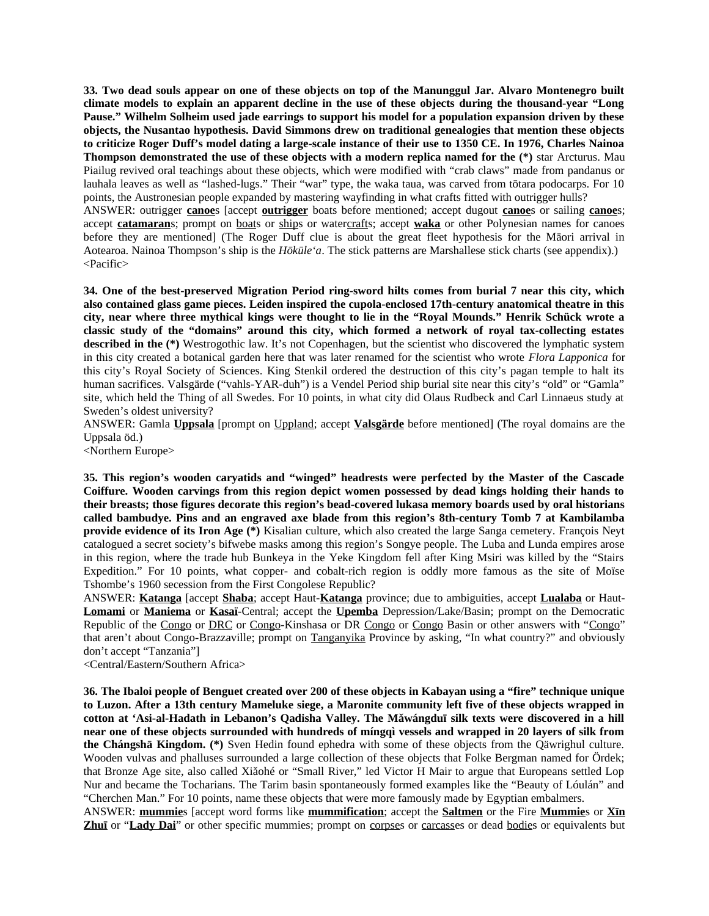**33. Two dead souls appear on one of these objects on top of the Manunggul Jar. Alvaro Montenegro built climate models to explain an apparent decline in the use of these objects during the thousand-year "Long Pause." Wilhelm Solheim used jade earrings to support his model for a population expansion driven by these objects, the Nusantao hypothesis. David Simmons drew on traditional genealogies that mention these objects to criticize Roger Duff's model dating a large-scale instance of their use to 1350 CE. In 1976, Charles Nainoa Thompson demonstrated the use of these objects with a modern replica named for the (*)** star Arcturus. Mau Piailug revived oral teachings about these objects, which were modified with "crab claws" made from pandanus or lauhala leaves as well as "lashed-lugs." Their "war" type, the waka taua, was carved from tōtara podocarps. For 10 points, the Austronesian people expanded by mastering wayfinding in what crafts fitted with outrigger hulls?

ANSWER: outrigger **<u>canoe</u>**s [accept **<u>outrigger</u>** boats before mentioned; accept dugout **<u>canoe</u>**s or sailing **<u>canoe</u>**s; accept **<u>catamaran</u>**s; prompt on <u>boat</u>s or <u>ship</u>s or water<u>craft</u>s; accept **<u>waka</u>** or other Polynesian names for canoes before they are mentioned] (The Roger Duff clue is about the great fleet hypothesis for the Māori arrival in Aotearoa. Nainoa Thompson's ship is the *Hōkūle'a*. The stick patterns are Marshallese stick charts (see appendix).)

<Pacific>

**34. One of the best-preserved Migration Period ring-sword hilts comes from burial 7 near this city, which also contained glass game pieces. Leiden inspired the cupola-enclosed 17th-century anatomical theatre in this city, near where three mythical kings were thought to lie in the "Royal Mounds." Henrik Schück wrote a classic study of the "domains" around this city, which formed a network of royal tax-collecting estates described in the (*)** Westrogothic law. It's not Copenhagen, but the scientist who discovered the lymphatic system in this city created a botanical garden here that was later renamed for the scientist who wrote *Flora Lapponica* for this city's Royal Society of Sciences. King Stenkil ordered the destruction of this city's pagan temple to halt its human sacrifices. Valsgärde ("vahls-YAR-duh") is a Vendel Period ship burial site near this city's "old" or "Gamla" site, which held the Thing of all Swedes. For 10 points, in what city did Olaus Rudbeck and Carl Linnaeus study at Sweden's oldest university?

ANSWER: Gamla **<u>Uppsala</u>** [prompt on <u>Uppland</u>; accept **<u>Valsgärde</u>** before mentioned] (The royal domains are the Uppsala öd.)

<Northern Europe>

**35. This region's wooden caryatids and "winged" headrests were perfected by the Master of the Cascade Coiffure. Wooden carvings from this region depict women possessed by dead kings holding their hands to their breasts; those figures decorate this region's bead-covered lukasa memory boards used by oral historians called bambudye. Pins and an engraved axe blade from this region's 8th-century Tomb 7 at Kambilamba provide evidence of its Iron Age (*)** Kisalian culture, which also created the large Sanga cemetery. François Neyt catalogued a secret society's bifwebe masks among this region's Songye people. The Luba and Lunda empires arose in this region, where the trade hub Bunkeya in the Yeke Kingdom fell after King Msiri was killed by the "Stairs Expedition." For 10 points, what copper- and cobalt-rich region is oddly more famous as the site of Moïse Tshombe's 1960 secession from the First Congolese Republic?

ANSWER: **<u>Katanga</u>** [accept **<u>Shaba</u>**; accept Haut-**<u>Katanga</u>** province; due to ambiguities, accept **<u>Lualaba</u>** or Haut-**<u>Lomami</u>** or **<u>Maniema</u>** or **<u>Kasaï</u>**-Central; accept the **<u>Upemba</u>** Depression/Lake/Basin; prompt on the Democratic Republic of the <u>Congo</u> or <u>DRC</u> or <u>Congo</u>-Kinshasa or DR <u>Congo</u> or <u>Congo</u> Basin or other answers with "<u>Congo</u>" that aren't about Congo-Brazzaville; prompt on <u>Tanganyika</u> Province by asking, "In what country?" and obviously don't accept "Tanzania"]

<Central/Eastern/Southern Africa>

**36. The Ibaloi people of Benguet created over 200 of these objects in Kabayan using a "fire" technique unique to Luzon. After a 13th century Mameluke siege, a Maronite community left five of these objects wrapped in cotton at 'Asi-al-Hadath in Lebanon's Qadisha Valley. The Mǎwángduī silk texts were discovered in a hill near one of these objects surrounded with hundreds of míngqì vessels and wrapped in 20 layers of silk from the Chángshā Kingdom. (*)** Sven Hedin found ephedra with some of these objects from the Qäwrighul culture. Wooden vulvas and phalluses surrounded a large collection of these objects that Folke Bergman named for Ördek; that Bronze Age site, also called Xiǎohé or "Small River," led Victor H Mair to argue that Europeans settled Lop Nur and became the Tocharians. The Tarim basin spontaneously formed examples like the "Beauty of Lóulán" and "Cherchen Man." For 10 points, name these objects that were more famously made by Egyptian embalmers.

ANSWER: **<u>mummie</u>**s [accept word forms like **<u>mummification</u>**; accept the **<u>Saltmen</u>** or the Fire **<u>Mummie</u>**s or **<u>Xīn Zhuī</u>** or "**<u>Lady Dai</u>**" or other specific mummies; prompt on <u>corpse</u>s or <u>carcass</u>es or dead <u>bodie</u>s or equivalents but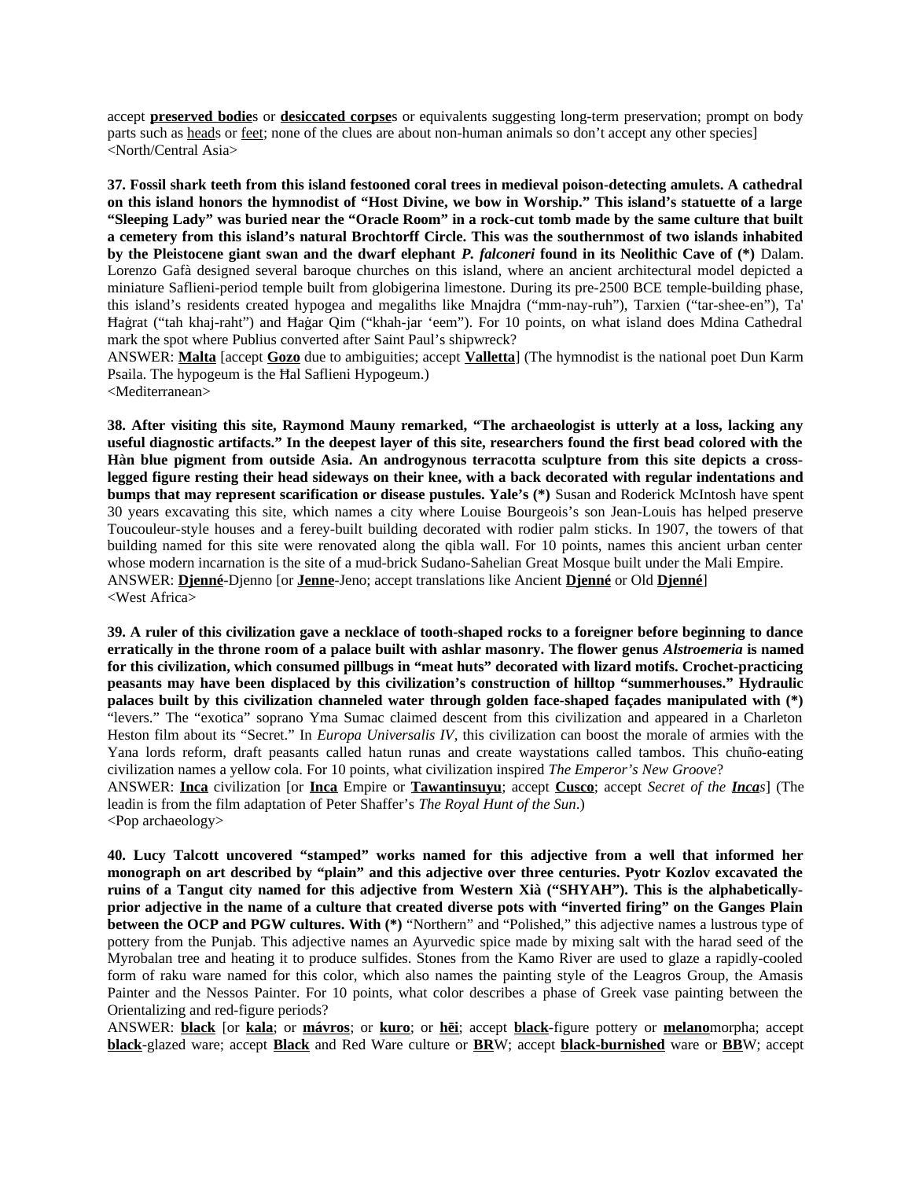accept **preserved bodie**s or **desiccated corpse**s or equivalents suggesting long-term preservation; prompt on body parts such as heads or feet; none of the clues are about non-human animals so don't accept any other species]
<North/Central Asia>

**37. Fossil shark teeth from this island festooned coral trees in medieval poison-detecting amulets. A cathedral on this island honors the hymnodist of "Host Divine, we bow in Worship." This island's statuette of a large "Sleeping Lady" was buried near the "Oracle Room" in a rock-cut tomb made by the same culture that built a cemetery from this island's natural Brochtorff Circle. This was the southernmost of two islands inhabited by the Pleistocene giant swan and the dwarf elephant *P. falconeri* found in its Neolithic Cave of (\*)** Dalam. Lorenzo Gafà designed several baroque churches on this island, where an ancient architectural model depicted a miniature Saflieni-period temple built from globigerina limestone. During its pre-2500 BCE temple-building phase, this island's residents created hypogea and megaliths like Mnajdra ("mm-nay-ruh"), Tarxien ("tar-shee-en"), Ta' Ħaġrat ("tah khaj-raht") and Ħaġar Qim ("khah-jar 'eem"). For 10 points, on what island does Mdina Cathedral mark the spot where Publius converted after Saint Paul's shipwreck?
ANSWER: **Malta** [accept **Gozo** due to ambiguities; accept **Valletta**] (The hymnodist is the national poet Dun Karm Psaila. The hypogeum is the Ħal Saflieni Hypogeum.)
<Mediterranean>

**38. After visiting this site, Raymond Mauny remarked, "The archaeologist is utterly at a loss, lacking any useful diagnostic artifacts." In the deepest layer of this site, researchers found the first bead colored with the Hàn blue pigment from outside Asia. An androgynous terracotta sculpture from this site depicts a cross-legged figure resting their head sideways on their knee, with a back decorated with regular indentations and bumps that may represent scarification or disease pustules. Yale's (\*)** Susan and Roderick McIntosh have spent 30 years excavating this site, which names a city where Louise Bourgeois's son Jean-Louis has helped preserve Toucouleur-style houses and a ferey-built building decorated with rodier palm sticks. In 1907, the towers of that building named for this site were renovated along the qibla wall. For 10 points, names this ancient urban center whose modern incarnation is the site of a mud-brick Sudano-Sahelian Great Mosque built under the Mali Empire.
ANSWER: **Djenné**-Djenno [or **Jenne**-Jeno; accept translations like Ancient **Djenné** or Old **Djenné**]
<West Africa>

**39. A ruler of this civilization gave a necklace of tooth-shaped rocks to a foreigner before beginning to dance erratically in the throne room of a palace built with ashlar masonry. The flower genus *Alstroemeria* is named for this civilization, which consumed pillbugs in "meat huts" decorated with lizard motifs. Crochet-practicing peasants may have been displaced by this civilization's construction of hilltop "summerhouses." Hydraulic palaces built by this civilization channeled water through golden face-shaped façades manipulated with (\*)** "levers." The "exotica" soprano Yma Sumac claimed descent from this civilization and appeared in a Charleton Heston film about its "Secret." In *Europa Universalis IV*, this civilization can boost the morale of armies with the Yana lords reform, draft peasants called hatun runas and create waystations called tambos. This chuño-eating civilization names a yellow cola. For 10 points, what civilization inspired *The Emperor's New Groove*?
ANSWER: **Inca** civilization [or **Inca** Empire or **Tawantinsuyu**; accept **Cusco**; accept *Secret of the **Inca**s*] (The leadin is from the film adaptation of Peter Shaffer's *The Royal Hunt of the Sun*.)
<Pop archaeology>

**40. Lucy Talcott uncovered "stamped" works named for this adjective from a well that informed her monograph on art described by "plain" and this adjective over three centuries. Pyotr Kozlov excavated the ruins of a Tangut city named for this adjective from Western Xià ("SHYAH"). This is the alphabetically-prior adjective in the name of a culture that created diverse pots with "inverted firing" on the Ganges Plain between the OCP and PGW cultures. With (\*)** "Northern" and "Polished," this adjective names a lustrous type of pottery from the Punjab. This adjective names an Ayurvedic spice made by mixing salt with the harad seed of the Myrobalan tree and heating it to produce sulfides. Stones from the Kamo River are used to glaze a rapidly-cooled form of raku ware named for this color, which also names the painting style of the Leagros Group, the Amasis Painter and the Nessos Painter. For 10 points, what color describes a phase of Greek vase painting between the Orientalizing and red-figure periods?
ANSWER: **black** [or **kala**; or **mávros**; or **kuro**; or **hēi**; accept **black**-figure pottery or **melano**morpha; accept **black**-glazed ware; accept **Black** and Red Ware culture or **BR**W; accept **black-burnished** ware or **BB**W; accept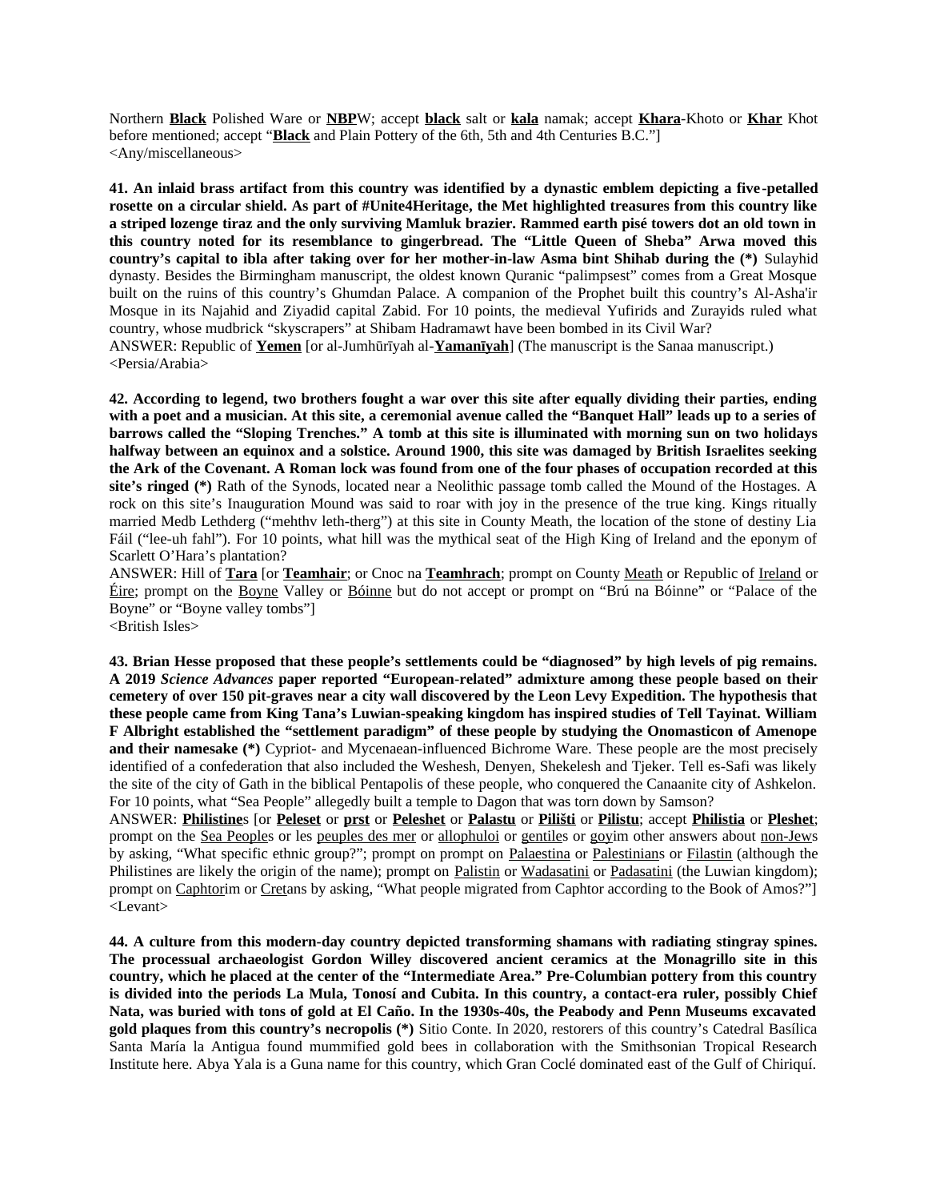Northern **Black** Polished Ware or **NBP**W; accept **black** salt or **kala** namak; accept **Khara**-Khoto or **Khar** Khot before mentioned; accept "**Black** and Plain Pottery of the 6th, 5th and 4th Centuries B.C."]
<Any/miscellaneous>

**41. An inlaid brass artifact from this country was identified by a dynastic emblem depicting a five-petalled rosette on a circular shield. As part of #Unite4Heritage, the Met highlighted treasures from this country like a striped lozenge tiraz and the only surviving Mamluk brazier. Rammed earth pisé towers dot an old town in this country noted for its resemblance to gingerbread. The "Little Queen of Sheba" Arwa moved this country's capital to ibla after taking over for her mother-in-law Asma bint Shihab during the (\*)** Sulayhid dynasty. Besides the Birmingham manuscript, the oldest known Quranic "palimpsest" comes from a Great Mosque built on the ruins of this country's Ghumdan Palace. A companion of the Prophet built this country's Al-Asha'ir Mosque in its Najahid and Ziyadid capital Zabid. For 10 points, the medieval Yufirids and Zurayids ruled what country, whose mudbrick "skyscrapers" at Shibam Hadramawt have been bombed in its Civil War?
ANSWER: Republic of **Yemen** [or al-Jumhūrīyah al-**Yamanīyah**] (The manuscript is the Sanaa manuscript.)
<Persia/Arabia>

**42. According to legend, two brothers fought a war over this site after equally dividing their parties, ending with a poet and a musician. At this site, a ceremonial avenue called the "Banquet Hall" leads up to a series of barrows called the "Sloping Trenches." A tomb at this site is illuminated with morning sun on two holidays halfway between an equinox and a solstice. Around 1900, this site was damaged by British Israelites seeking the Ark of the Covenant. A Roman lock was found from one of the four phases of occupation recorded at this site's ringed (\*)** Rath of the Synods, located near a Neolithic passage tomb called the Mound of the Hostages. A rock on this site's Inauguration Mound was said to roar with joy in the presence of the true king. Kings ritually married Medb Lethderg ("mehthv leth-therg") at this site in County Meath, the location of the stone of destiny Lia Fáil ("lee-uh fahl"). For 10 points, what hill was the mythical seat of the High King of Ireland and the eponym of Scarlett O'Hara's plantation?
ANSWER: Hill of **Tara** [or **Teamhair**; or Cnoc na **Teamhrach**; prompt on County Meath or Republic of Ireland or Éire; prompt on the Boyne Valley or Bóinne but do not accept or prompt on "Brú na Bóinne" or "Palace of the Boyne" or "Boyne valley tombs"]
<British Isles>

**43. Brian Hesse proposed that these people's settlements could be "diagnosed" by high levels of pig remains. A 2019 *Science Advances* paper reported "European-related" admixture among these people based on their cemetery of over 150 pit-graves near a city wall discovered by the Leon Levy Expedition. The hypothesis that these people came from King Tana's Luwian-speaking kingdom has inspired studies of Tell Tayinat. William F Albright established the "settlement paradigm" of these people by studying the Onomasticon of Amenope and their namesake (\*)** Cypriot- and Mycenaean-influenced Bichrome Ware. These people are the most precisely identified of a confederation that also included the Weshesh, Denyen, Shekelesh and Tjeker. Tell es-Safi was likely the site of the city of Gath in the biblical Pentapolis of these people, who conquered the Canaanite city of Ashkelon. For 10 points, what "Sea People" allegedly built a temple to Dagon that was torn down by Samson?
ANSWER: **Philistine**s [or **Peleset** or **prst** or **Peleshet** or **Palastu** or **Pilišti** or **Pilistu**; accept **Philistia** or **Pleshet**; prompt on the Sea Peoples or les peuples des mer or allophuloi or gentiles or goyim other answers about non-Jews by asking, "What specific ethnic group?"; prompt on prompt on Palaestina or Palestinians or Filastin (although the Philistines are likely the origin of the name); prompt on Palistin or Wadasatini or Padasatini (the Luwian kingdom); prompt on Caphtorim or Cretans by asking, "What people migrated from Caphtor according to the Book of Amos?"]
<Levant>

**44. A culture from this modern-day country depicted transforming shamans with radiating stingray spines. The processual archaeologist Gordon Willey discovered ancient ceramics at the Monagrillo site in this country, which he placed at the center of the "Intermediate Area." Pre-Columbian pottery from this country is divided into the periods La Mula, Tonosí and Cubita. In this country, a contact-era ruler, possibly Chief Nata, was buried with tons of gold at El Caño. In the 1930s-40s, the Peabody and Penn Museums excavated gold plaques from this country's necropolis (\*)** Sitio Conte. In 2020, restorers of this country's Catedral Basílica Santa María la Antigua found mummified gold bees in collaboration with the Smithsonian Tropical Research Institute here. Abya Yala is a Guna name for this country, which Gran Coclé dominated east of the Gulf of Chiriquí.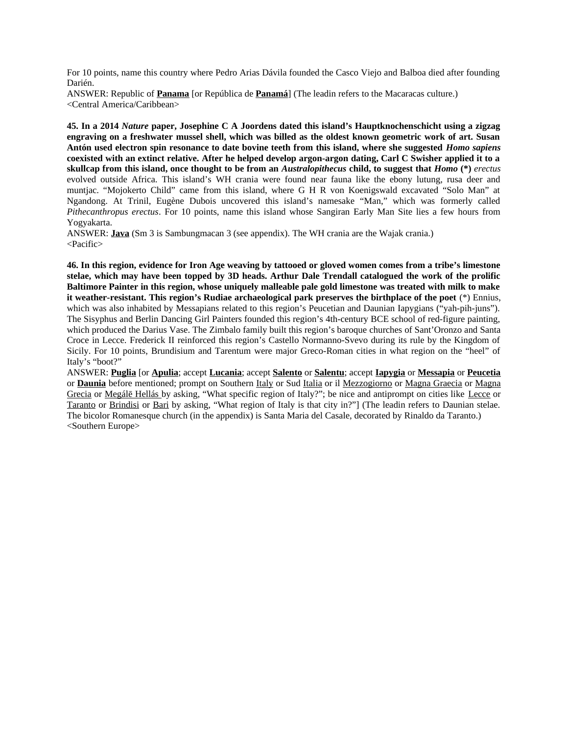For 10 points, name this country where Pedro Arias Dávila founded the Casco Viejo and Balboa died after founding Darién.

ANSWER: Republic of **Panama** [or República de **Panamá**] (The leadin refers to the Macaracas culture.)

<Central America/Caribbean>

**45. In a 2014 *Nature* paper, Josephine C A Joordens dated this island's Hauptknochenschicht using a zigzag engraving on a freshwater mussel shell, which was billed as the oldest known geometric work of art. Susan Antón used electron spin resonance to date bovine teeth from this island, where she suggested *Homo sapiens* coexisted with an extinct relative. After he helped develop argon-argon dating, Carl C Swisher applied it to a skullcap from this island, once thought to be from an *Australopithecus* child, to suggest that *Homo* (\*)** *erectus* evolved outside Africa. This island's WH crania were found near fauna like the ebony lutung, rusa deer and muntjac. "Mojokerto Child" came from this island, where G H R von Koenigswald excavated "Solo Man" at Ngandong. At Trinil, Eugène Dubois uncovered this island's namesake "Man," which was formerly called *Pithecanthropus erectus*. For 10 points, name this island whose Sangiran Early Man Site lies a few hours from Yogyakarta.

ANSWER: **Java** (Sm 3 is Sambungmacan 3 (see appendix). The WH crania are the Wajak crania.)

<Pacific>

**46. In this region, evidence for Iron Age weaving by tattooed or gloved women comes from a tribe's limestone stelae, which may have been topped by 3D heads. Arthur Dale Trendall catalogued the work of the prolific Baltimore Painter in this region, whose uniquely malleable pale gold limestone was treated with milk to make it weather-resistant. This region's Rudiae archaeological park preserves the birthplace of the poet** (\*) Ennius, which was also inhabited by Messapians related to this region's Peucetian and Daunian Iapygians ("yah-pih-juns"). The Sisyphus and Berlin Dancing Girl Painters founded this region's 4th-century BCE school of red-figure painting, which produced the Darius Vase. The Zimbalo family built this region's baroque churches of Sant'Oronzo and Santa Croce in Lecce. Frederick II reinforced this region's Castello Normanno-Svevo during its rule by the Kingdom of Sicily. For 10 points, Brundisium and Tarentum were major Greco-Roman cities in what region on the "heel" of Italy's "boot?"

ANSWER: **Puglia** [or **Apulia**; accept **Lucania**; accept **Salento** or **Salentu**; accept **Iapygia** or **Messapia** or **Peucetia** or **Daunia** before mentioned; prompt on Southern Italy or Sud Italia or il Mezzogiorno or Magna Graecia or Magna Grecia or Megálē Hellás by asking, "What specific region of Italy?"; be nice and antiprompt on cities like Lecce or Taranto or Brindisi or Bari by asking, "What region of Italy is that city in?"] (The leadin refers to Daunian stelae. The bicolor Romanesque church (in the appendix) is Santa Maria del Casale, decorated by Rinaldo da Taranto.)

<Southern Europe>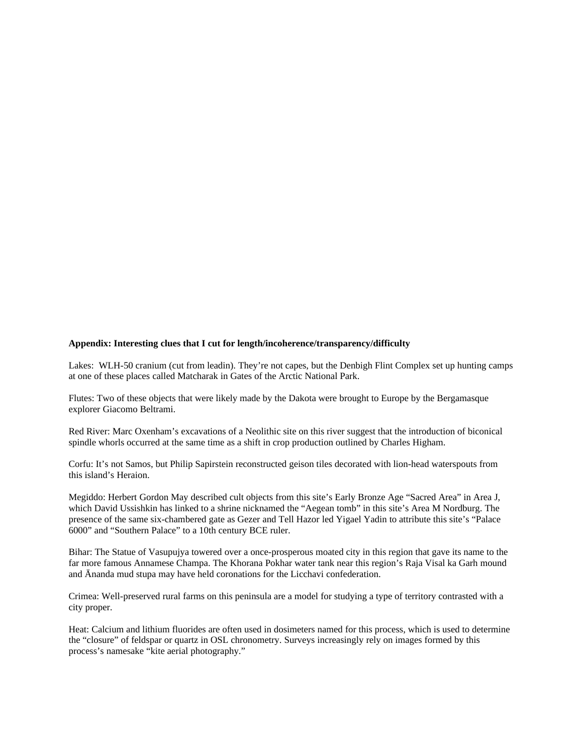**Appendix: Interesting clues that I cut for length/incoherence/transparency/difficulty**

Lakes: WLH-50 cranium (cut from leadin). They're not capes, but the Denbigh Flint Complex set up hunting camps at one of these places called Matcharak in Gates of the Arctic National Park.

Flutes: Two of these objects that were likely made by the Dakota were brought to Europe by the Bergamasque explorer Giacomo Beltrami.

Red River: Marc Oxenham's excavations of a Neolithic site on this river suggest that the introduction of biconical spindle whorls occurred at the same time as a shift in crop production outlined by Charles Higham.

Corfu: It's not Samos, but Philip Sapirstein reconstructed geison tiles decorated with lion-head waterspouts from this island's Heraion.

Megiddo: Herbert Gordon May described cult objects from this site's Early Bronze Age "Sacred Area" in Area J, which David Ussishkin has linked to a shrine nicknamed the "Aegean tomb" in this site's Area M Nordburg. The presence of the same six-chambered gate as Gezer and Tell Hazor led Yigael Yadin to attribute this site's "Palace 6000" and "Southern Palace" to a 10th century BCE ruler.

Bihar: The Statue of Vasupujya towered over a once-prosperous moated city in this region that gave its name to the far more famous Annamese Champa. The Khorana Pokhar water tank near this region's Raja Visal ka Garh mound and Ānanda mud stupa may have held coronations for the Licchavi confederation.

Crimea: Well-preserved rural farms on this peninsula are a model for studying a type of territory contrasted with a city proper.

Heat: Calcium and lithium fluorides are often used in dosimeters named for this process, which is used to determine the "closure" of feldspar or quartz in OSL chronometry. Surveys increasingly rely on images formed by this process's namesake "kite aerial photography."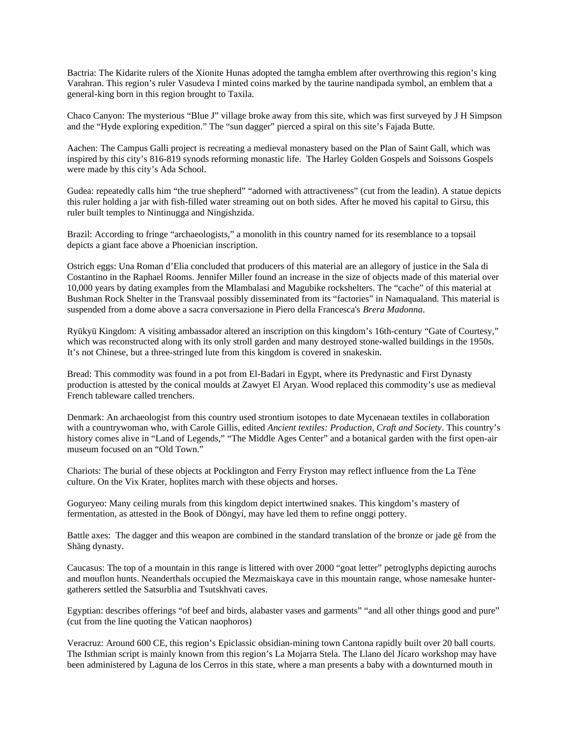Bactria: The Kidarite rulers of the Xionite Hunas adopted the tamgha emblem after overthrowing this region's king Varahran. This region's ruler Vasudeva I minted coins marked by the taurine nandipada symbol, an emblem that a general-king born in this region brought to Taxila.

Chaco Canyon: The mysterious "Blue J" village broke away from this site, which was first surveyed by J H Simpson and the "Hyde exploring expedition." The "sun dagger" pierced a spiral on this site's Fajada Butte.

Aachen: The Campus Galli project is recreating a medieval monastery based on the Plan of Saint Gall, which was inspired by this city's 816-819 synods reforming monastic life. The Harley Golden Gospels and Soissons Gospels were made by this city's Ada School.

Gudea: repeatedly calls him "the true shepherd" "adorned with attractiveness" (cut from the leadin). A statue depicts this ruler holding a jar with fish-filled water streaming out on both sides. After he moved his capital to Girsu, this ruler built temples to Nintinugga and Ningishzida.

Brazil: According to fringe "archaeologists," a monolith in this country named for its resemblance to a topsail depicts a giant face above a Phoenician inscription.

Ostrich eggs: Una Roman d'Elia concluded that producers of this material are an allegory of justice in the Sala di Costantino in the Raphael Rooms. Jennifer Miller found an increase in the size of objects made of this material over 10,000 years by dating examples from the Mlambalasi and Magubike rockshelters. The "cache" of this material at Bushman Rock Shelter in the Transvaal possibly disseminated from its "factories" in Namaqualand. This material is suspended from a dome above a sacra conversazione in Piero della Francesca's *Brera Madonna*.

Ryūkyū Kingdom: A visiting ambassador altered an inscription on this kingdom's 16th-century "Gate of Courtesy," which was reconstructed along with its only stroll garden and many destroyed stone-walled buildings in the 1950s. It's not Chinese, but a three-stringed lute from this kingdom is covered in snakeskin.

Bread: This commodity was found in a pot from El-Badari in Egypt, where its Predynastic and First Dynasty production is attested by the conical moulds at Zawyet El Aryan. Wood replaced this commodity's use as medieval French tableware called trenchers.

Denmark: An archaeologist from this country used strontium isotopes to date Mycenaean textiles in collaboration with a countrywoman who, with Carole Gillis, edited *Ancient textiles: Production, Craft and Society*. This country's history comes alive in "Land of Legends," "The Middle Ages Center" and a botanical garden with the first open-air museum focused on an "Old Town."

Chariots: The burial of these objects at Pocklington and Ferry Fryston may reflect influence from the La Tène culture. On the Vix Krater, hoplites march with these objects and horses.

Goguryeo: Many ceiling murals from this kingdom depict intertwined snakes. This kingdom's mastery of fermentation, as attested in the Book of Dōngyí, may have led them to refine onggi pottery.

Battle axes: The dagger and this weapon are combined in the standard translation of the bronze or jade gē from the Shāng dynasty.

Caucasus: The top of a mountain in this range is littered with over 2000 "goat letter" petroglyphs depicting aurochs and mouflon hunts. Neanderthals occupied the Mezmaiskaya cave in this mountain range, whose namesake hunter-gatherers settled the Satsurblia and Tsutskhvati caves.

Egyptian: describes offerings "of beef and birds, alabaster vases and garments" "and all other things good and pure" (cut from the line quoting the Vatican naophoros)

Veracruz: Around 600 CE, this region's Epiclassic obsidian-mining town Cantona rapidly built over 20 ball courts. The Isthmian script is mainly known from this region's La Mojarra Stela. The Llano del Jícaro workshop may have been administered by Laguna de los Cerros in this state, where a man presents a baby with a downturned mouth in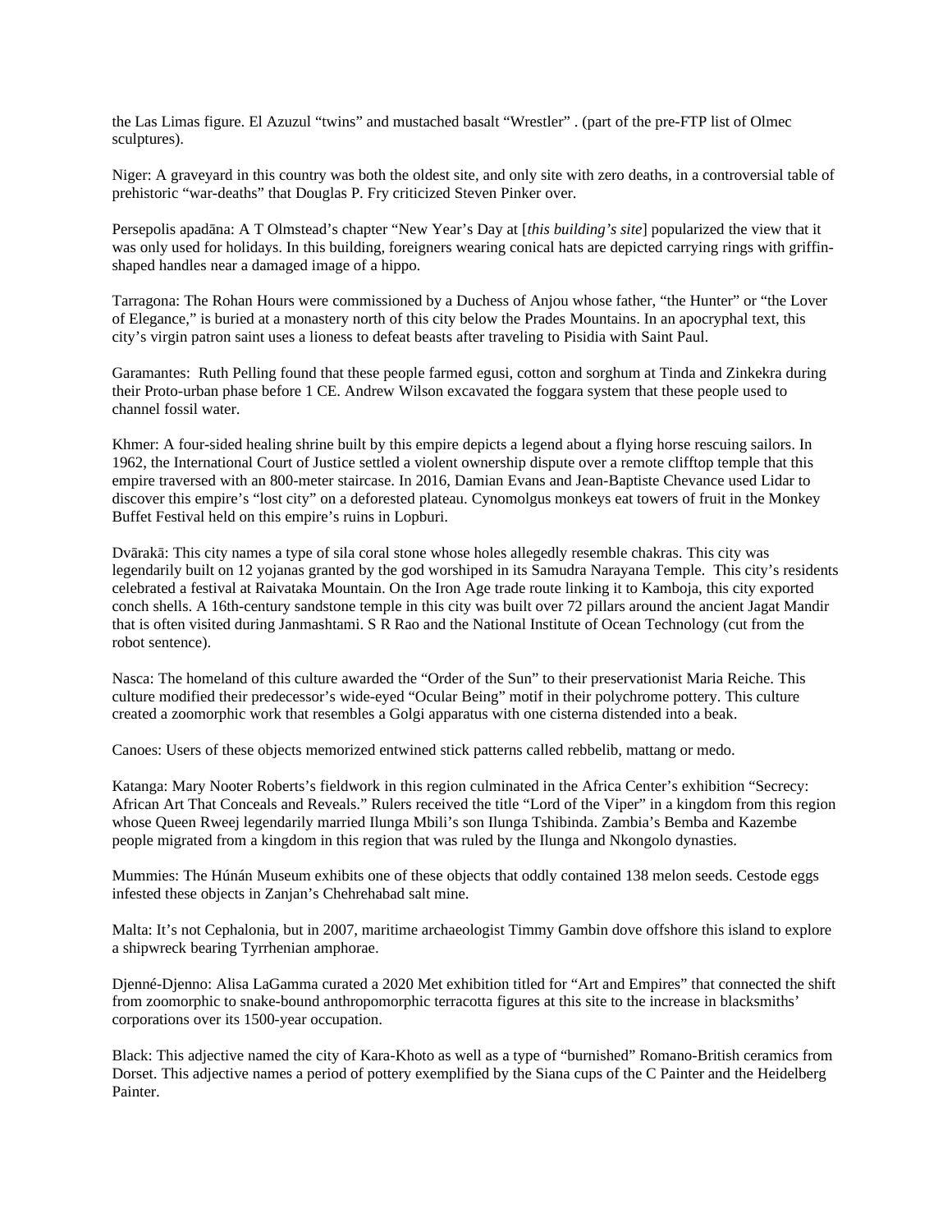the Las Limas figure. El Azuzul "twins" and mustached basalt "Wrestler" . (part of the pre-FTP list of Olmec sculptures).

Niger: A graveyard in this country was both the oldest site, and only site with zero deaths, in a controversial table of prehistoric "war-deaths" that Douglas P. Fry criticized Steven Pinker over.

Persepolis apadāna: A T Olmstead's chapter "New Year's Day at [*this building's site*] popularized the view that it was only used for holidays. In this building, foreigners wearing conical hats are depicted carrying rings with griffin-shaped handles near a damaged image of a hippo.

Tarragona: The Rohan Hours were commissioned by a Duchess of Anjou whose father, "the Hunter" or "the Lover of Elegance," is buried at a monastery north of this city below the Prades Mountains. In an apocryphal text, this city's virgin patron saint uses a lioness to defeat beasts after traveling to Pisidia with Saint Paul.

Garamantes: Ruth Pelling found that these people farmed egusi, cotton and sorghum at Tinda and Zinkekra during their Proto-urban phase before 1 CE. Andrew Wilson excavated the foggara system that these people used to channel fossil water.

Khmer: A four-sided healing shrine built by this empire depicts a legend about a flying horse rescuing sailors. In 1962, the International Court of Justice settled a violent ownership dispute over a remote clifftop temple that this empire traversed with an 800-meter staircase. In 2016, Damian Evans and Jean-Baptiste Chevance used Lidar to discover this empire's "lost city" on a deforested plateau. Cynomolgus monkeys eat towers of fruit in the Monkey Buffet Festival held on this empire's ruins in Lopburi.

Dvārakā: This city names a type of sila coral stone whose holes allegedly resemble chakras. This city was legendarily built on 12 yojanas granted by the god worshiped in its Samudra Narayana Temple. This city's residents celebrated a festival at Raivataka Mountain. On the Iron Age trade route linking it to Kamboja, this city exported conch shells. A 16th-century sandstone temple in this city was built over 72 pillars around the ancient Jagat Mandir that is often visited during Janmashtami. S R Rao and the National Institute of Ocean Technology (cut from the robot sentence).

Nasca: The homeland of this culture awarded the "Order of the Sun" to their preservationist Maria Reiche. This culture modified their predecessor's wide-eyed "Ocular Being" motif in their polychrome pottery. This culture created a zoomorphic work that resembles a Golgi apparatus with one cisterna distended into a beak.

Canoes: Users of these objects memorized entwined stick patterns called rebbelib, mattang or medo.

Katanga: Mary Nooter Roberts's fieldwork in this region culminated in the Africa Center's exhibition "Secrecy: African Art That Conceals and Reveals." Rulers received the title "Lord of the Viper" in a kingdom from this region whose Queen Rweej legendarily married Ilunga Mbili's son Ilunga Tshibinda. Zambia's Bemba and Kazembe people migrated from a kingdom in this region that was ruled by the Ilunga and Nkongolo dynasties.

Mummies: The Húnán Museum exhibits one of these objects that oddly contained 138 melon seeds. Cestode eggs infested these objects in Zanjan's Chehrehabad salt mine.

Malta: It's not Cephalonia, but in 2007, maritime archaeologist Timmy Gambin dove offshore this island to explore a shipwreck bearing Tyrrhenian amphorae.

Djenné-Djenno: Alisa LaGamma curated a 2020 Met exhibition titled for "Art and Empires" that connected the shift from zoomorphic to snake-bound anthropomorphic terracotta figures at this site to the increase in blacksmiths' corporations over its 1500-year occupation.

Black: This adjective named the city of Kara-Khoto as well as a type of "burnished" Romano-British ceramics from Dorset. This adjective names a period of pottery exemplified by the Siana cups of the C Painter and the Heidelberg Painter.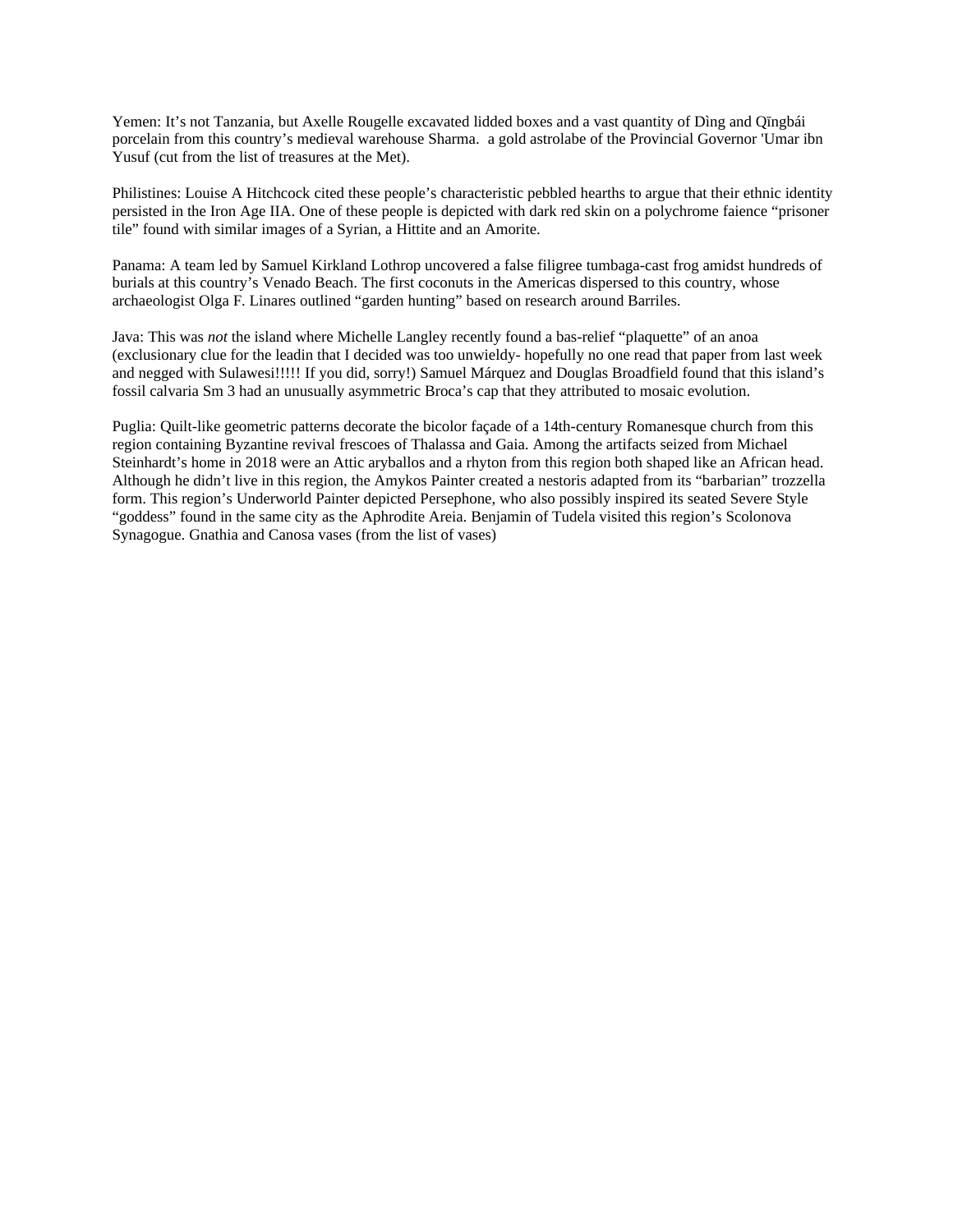Yemen: It's not Tanzania, but Axelle Rougelle excavated lidded boxes and a vast quantity of Dìng and Qīngbái porcelain from this country's medieval warehouse Sharma.  a gold astrolabe of the Provincial Governor 'Umar ibn Yusuf (cut from the list of treasures at the Met).

Philistines: Louise A Hitchcock cited these people's characteristic pebbled hearths to argue that their ethnic identity persisted in the Iron Age IIA. One of these people is depicted with dark red skin on a polychrome faience "prisoner tile" found with similar images of a Syrian, a Hittite and an Amorite.

Panama: A team led by Samuel Kirkland Lothrop uncovered a false filigree tumbaga-cast frog amidst hundreds of burials at this country's Venado Beach. The first coconuts in the Americas dispersed to this country, whose archaeologist Olga F. Linares outlined "garden hunting" based on research around Barriles.

Java: This was *not* the island where Michelle Langley recently found a bas-relief "plaquette" of an anoa (exclusionary clue for the leadin that I decided was too unwieldy- hopefully no one read that paper from last week and negged with Sulawesi!!!!! If you did, sorry!) Samuel Márquez and Douglas Broadfield found that this island's fossil calvaria Sm 3 had an unusually asymmetric Broca's cap that they attributed to mosaic evolution.

Puglia: Quilt-like geometric patterns decorate the bicolor façade of a 14th-century Romanesque church from this region containing Byzantine revival frescoes of Thalassa and Gaia. Among the artifacts seized from Michael Steinhardt's home in 2018 were an Attic aryballos and a rhyton from this region both shaped like an African head. Although he didn't live in this region, the Amykos Painter created a nestoris adapted from its "barbarian" trozzella form. This region's Underworld Painter depicted Persephone, who also possibly inspired its seated Severe Style "goddess" found in the same city as the Aphrodite Areia. Benjamin of Tudela visited this region's Scolonova Synagogue. Gnathia and Canosa vases (from the list of vases)